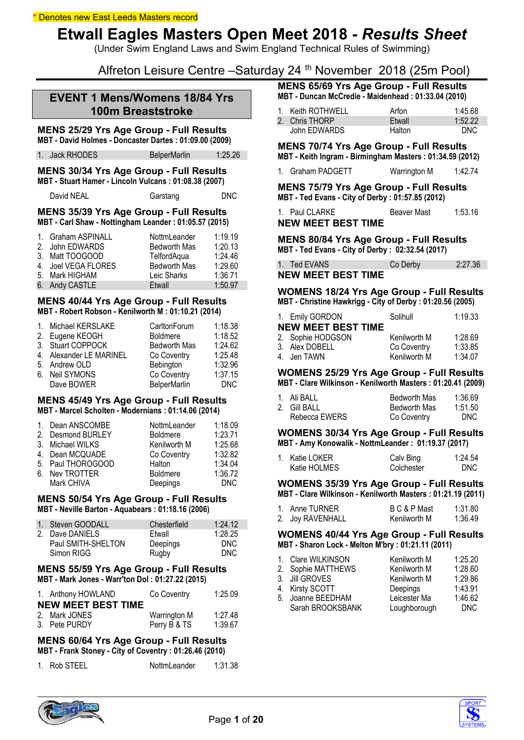\* Denotes new East Leeds Masters record

# Etwall Eagles Masters Open Meet 2018 - *Results Sheet*

(Under Swim England Laws and Swim England Technical Rules of Swimming)

Alfreton Leisure Centre –Saturday 24 th November 2018 (25m Pool)

## EVENT 1 Mens/Womens 18/84 Yrs 100m Breaststroke

### MENS 25/29 Yrs Age Group - Full Results

**MBT - David Holmes - Doncaster Dartes : 01:09.00 (2009)**

| | | | |
|---|---|---|---|
| 1. | Jack RHODES | BelperMarlin | 1:25.26 |

### MENS 30/34 Yrs Age Group - Full Results

**MBT - Stuart Hamer - Lincoln Vulcans : 01:08.38 (2007)**

| | | | |
|---|---|---|---|
| | David NEAL | Garstang | DNC |

### MENS 35/39 Yrs Age Group - Full Results

**MBT - Carl Shaw - Nottingham Leander : 01:05.57 (2015)**

| | | | |
|---|---|---|---|
| 1. | Graham ASPINALL | NottmLeander | 1:19.19 |
| 2. | John EDWARDS | Bedworth Mas | 1:20.13 |
| 3. | Matt TOOGOOD | TelfordAqua | 1:24.46 |
| 4. | Joel VEGA FLORES | Bedworth Mas | 1:29.60 |
| 5. | Mark HIGHAM | Leic Sharks | 1:36.71 |
| 6. | Andy CASTLE | Etwall | 1:50.97 |

### MENS 40/44 Yrs Age Group - Full Results

**MBT - Robert Robson - Kenilworth M : 01:10.21 (2014)**

| | | | |
|---|---|---|---|
| 1. | Michael KERSLAKE | CarltonForum | 1:18.38 |
| 2. | Eugene KEOGH | Boldmere | 1:18.52 |
| 3. | Stuart COPPOCK | Bedworth Mas | 1:24.62 |
| 4. | Alexander LE MARINEL | Co Coventry | 1:25.48 |
| 5. | Andrew OLD | Bebington | 1:32.96 |
| 6. | Neil SYMONS | Co Coventry | 1:37.15 |
| | Dave BOWER | BelperMarlin | DNC |

### MENS 45/49 Yrs Age Group - Full Results

**MBT - Marcel Scholten - Modernians : 01:14.06 (2014)**

| | | | |
|---|---|---|---|
| 1. | Dean ANSCOMBE | NottmLeander | 1:18.09 |
| 2. | Desmond BURLEY | Boldmere | 1:23.71 |
| 3. | Michael WILKS | Kenilworth M | 1:25.68 |
| 4. | Dean MCQUADE | Co Coventry | 1:32.82 |
| 5. | Paul THOROGOOD | Halton | 1:34.04 |
| 6. | Nev TROTTER | Boldmere | 1:36.72 |
| | Mark CHIVA | Deepings | DNC |

### MENS 50/54 Yrs Age Group - Full Results

**MBT - Neville Barton - Aquabears : 01:18.16 (2006)**

| | | | |
|---|---|---|---|
| 1. | Steven GOODALL | Chesterfield | 1:24.12 |
| 2. | Dave DANIELS | Etwall | 1:28.25 |
| | Paul SMITH-SHELTON | Deepings | DNC |
| | Simon RIGG | Rugby | DNC |

### MENS 55/59 Yrs Age Group - Full Results

**MBT - Mark Jones - Warr'ton Dol : 01:27.22 (2015)**

| | | | |
|---|---|---|---|
| 1. | Anthony HOWLAND | Co Coventry | 1:25.09 |
| | **NEW MEET BEST TIME** | | |
| 2. | Mark JONES | Warrington M | 1:27.48 |
| 3. | Pete PURDY | Perry B & TS | 1:39.67 |

### MENS 60/64 Yrs Age Group - Full Results

**MBT - Frank Stoney - City of Coventry : 01:26.46 (2010)**

| | | | |
|---|---|---|---|
| 1. | Rob STEEL | NottmLeander | 1:31.38 |

### MENS 65/69 Yrs Age Group - Full Results

**MBT - Duncan McCredie - Maidenhead : 01:33.04 (2010)**

| | | | |
|---|---|---|---|
| 1. | Keith ROTHWELL | Arfon | 1:45.68 |
| 2. | Chris THORP | Etwall | 1:52.22 |
| | John EDWARDS | Halton | DNC |

### MENS 70/74 Yrs Age Group - Full Results

**MBT - Keith Ingram - Birmingham Masters : 01:34.59 (2012)**

| | | | |
|---|---|---|---|
| 1. | Graham PADGETT | Warrington M | 1:42.74 |

### MENS 75/79 Yrs Age Group - Full Results

**MBT - Ted Evans - City of Derby : 01:57.85 (2012)**

| | | | |
|---|---|---|---|
| 1. | Paul CLARKE | Beaver Mast | 1:53.16 |
| | **NEW MEET BEST TIME** | | |

### MENS 80/84 Yrs Age Group - Full Results

**MBT - Ted Evans - City of Derby : 02:32.54 (2017)**

| | | | |
|---|---|---|---|
| 1. | Ted EVANS | Co Derby | 2:27.36 |
| | **NEW MEET BEST TIME** | | |

### WOMENS 18/24 Yrs Age Group - Full Results

**MBT - Christine Hawkrigg - City of Derby : 01:20.56 (2005)**

| | | | |
|---|---|---|---|
| 1. | Emily GORDON | Solihull | 1:19.33 |
| | **NEW MEET BEST TIME** | | |
| 2. | Sophie HODGSON | Kenilworth M | 1:28.69 |
| 3. | Alex DOBELL | Co Coventry | 1:33.85 |
| 4. | Jen TAWN | Kenilworth M | 1:34.07 |

### WOMENS 25/29 Yrs Age Group - Full Results

**MBT - Clare Wilkinson - Kenilworth Masters : 01:20.41 (2009)**

| | | | |
|---|---|---|---|
| 1. | Ali BALL | Bedworth Mas | 1:36.69 |
| 2. | Gill BALL | Bedworth Mas | 1:51.50 |
| | Rebecca EWERS | Co Coventry | DNC |

### WOMENS 30/34 Yrs Age Group - Full Results

**MBT - Amy Konowalik - NottmLeander : 01:19.37 (2017)**

| | | | |
|---|---|---|---|
| 1. | Katie LOKER | Calv Bing | 1:24.54 |
| | Katie HOLMES | Colchester | DNC |

### WOMENS 35/39 Yrs Age Group - Full Results

**MBT - Clare Wilkinson - Kenilworth Masters : 01:21.19 (2011)**

| | | | |
|---|---|---|---|
| 1. | Anne TURNER | B C & P Mast | 1:31.80 |
| 2. | Joy RAVENHALL | Kenilworth M | 1:36.49 |

### WOMENS 40/44 Yrs Age Group - Full Results

**MBT - Sharon Lock - Melton M'bry : 01:21.11 (2011)**

| | | | |
|---|---|---|---|
| 1. | Clare WILKINSON | Kenilworth M | 1:25.20 |
| 2. | Sophie MATTHEWS | Kenilworth M | 1:28.60 |
| 3. | Jill GROVES | Kenilworth M | 1:29.86 |
| 4. | Kirsty SCOTT | Deepings | 1:43.91 |
| 5. | Joanne BEEDHAM | Leicester Ma | 1:46.62 |
| | Sarah BROOKSBANK | Loughborough | DNC |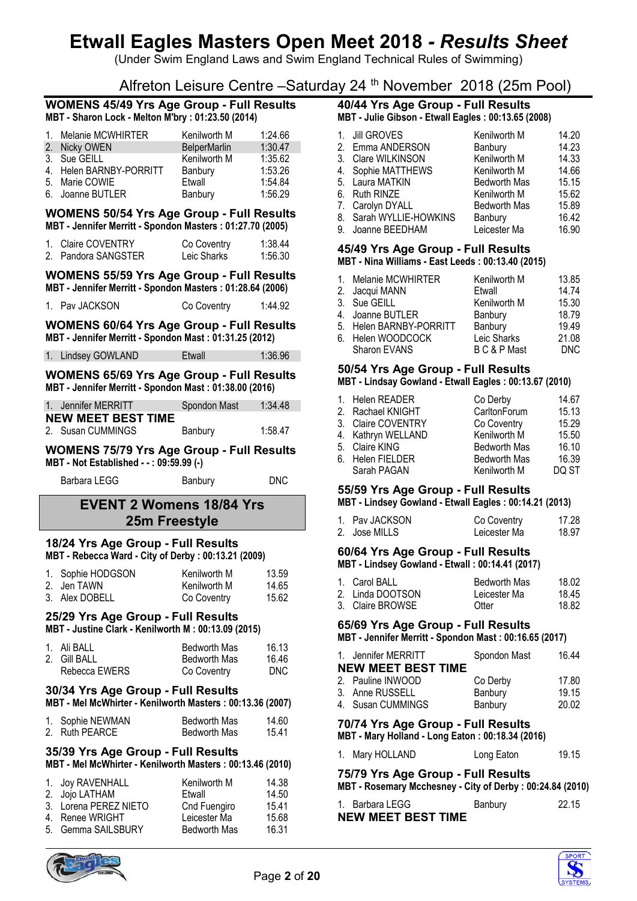# Etwall Eagles Masters Open Meet 2018 - *Results Sheet*

(Under Swim England Laws and Swim England Technical Rules of Swimming)

Alfreton Leisure Centre –Saturday 24 th November 2018 (25m Pool)

## WOMENS 45/49 Yrs Age Group - Full Results

**MBT - Sharon Lock - Melton M'bry : 01:23.50 (2014)**

| | Name | Club | Time |
|---|---|---|---|
| 1. | Melanie MCWHIRTER | Kenilworth M | 1:24.66 |
| 2. | Nicky OWEN | BelperMarlin | 1:30.47 |
| 3. | Sue GEILL | Kenilworth M | 1:35.62 |
| 4. | Helen BARNBY-PORRITT | Banbury | 1:53.26 |
| 5. | Marie COWIE | Etwall | 1:54.84 |
| 6. | Joanne BUTLER | Banbury | 1:56.29 |

## WOMENS 50/54 Yrs Age Group - Full Results

**MBT - Jennifer Merritt - Spondon Masters : 01:27.70 (2005)**

| | Name | Club | Time |
|---|---|---|---|
| 1. | Claire COVENTRY | Co Coventry | 1:38.44 |
| 2. | Pandora SANGSTER | Leic Sharks | 1:56.30 |

## WOMENS 55/59 Yrs Age Group - Full Results

**MBT - Jennifer Merritt - Spondon Masters : 01:28.64 (2006)**

| | Name | Club | Time |
|---|---|---|---|
| 1. | Pav JACKSON | Co Coventry | 1:44.92 |

## WOMENS 60/64 Yrs Age Group - Full Results

**MBT - Jennifer Merritt - Spondon Mast : 01:31.25 (2012)**

| | Name | Club | Time |
|---|---|---|---|
| 1. | Lindsey GOWLAND | Etwall | 1:36.96 |

## WOMENS 65/69 Yrs Age Group - Full Results

**MBT - Jennifer Merritt - Spondon Mast : 01:38.00 (2016)**

| | Name | Club | Time |
|---|---|---|---|
| 1. | Jennifer MERRITT | Spondon Mast | 1:34.48 |
| | **NEW MEET BEST TIME** | | |
| 2. | Susan CUMMINGS | Banbury | 1:58.47 |

## WOMENS 75/79 Yrs Age Group - Full Results

**MBT - Not Established - - : 09:59.99 (-)**

| | Name | Club | Time |
|---|---|---|---|
| | Barbara LEGG | Banbury | DNC |

# EVENT 2 Womens 18/84 Yrs 25m Freestyle

## 18/24 Yrs Age Group - Full Results

**MBT - Rebecca Ward - City of Derby : 00:13.21 (2009)**

| | Name | Club | Time |
|---|---|---|---|
| 1. | Sophie HODGSON | Kenilworth M | 13.59 |
| 2. | Jen TAWN | Kenilworth M | 14.65 |
| 3. | Alex DOBELL | Co Coventry | 15.62 |

## 25/29 Yrs Age Group - Full Results

**MBT - Justine Clark - Kenilworth M : 00:13.09 (2015)**

| | Name | Club | Time |
|---|---|---|---|
| 1. | Ali BALL | Bedworth Mas | 16.13 |
| 2. | Gill BALL | Bedworth Mas | 16.46 |
| | Rebecca EWERS | Co Coventry | DNC |

## 30/34 Yrs Age Group - Full Results

**MBT - Mel McWhirter - Kenilworth Masters : 00:13.36 (2007)**

| | Name | Club | Time |
|---|---|---|---|
| 1. | Sophie NEWMAN | Bedworth Mas | 14.60 |
| 2. | Ruth PEARCE | Bedworth Mas | 15.41 |

## 35/39 Yrs Age Group - Full Results

**MBT - Mel McWhirter - Kenilworth Masters : 00:13.46 (2010)**

| | Name | Club | Time |
|---|---|---|---|
| 1. | Joy RAVENHALL | Kenilworth M | 14.38 |
| 2. | Jojo LATHAM | Etwall | 14.50 |
| 3. | Lorena PEREZ NIETO | Cnd Fuengiro | 15.41 |
| 4. | Renee WRIGHT | Leicester Ma | 15.68 |
| 5. | Gemma SAILSBURY | Bedworth Mas | 16.31 |

## 40/44 Yrs Age Group - Full Results

**MBT - Julie Gibson - Etwall Eagles : 00:13.65 (2008)**

| | Name | Club | Time |
|---|---|---|---|
| 1. | Jill GROVES | Kenilworth M | 14.20 |
| 2. | Emma ANDERSON | Banbury | 14.23 |
| 3. | Clare WILKINSON | Kenilworth M | 14.33 |
| 4. | Sophie MATTHEWS | Kenilworth M | 14.66 |
| 5. | Laura MATKIN | Bedworth Mas | 15.15 |
| 6. | Ruth RINZE | Kenilworth M | 15.62 |
| 7. | Carolyn DYALL | Bedworth Mas | 15.89 |
| 8. | Sarah WYLLIE-HOWKINS | Banbury | 16.42 |
| 9. | Joanne BEEDHAM | Leicester Ma | 16.90 |

## 45/49 Yrs Age Group - Full Results

**MBT - Nina Williams - East Leeds : 00:13.40 (2015)**

| | Name | Club | Time |
|---|---|---|---|
| 1. | Melanie MCWHIRTER | Kenilworth M | 13.85 |
| 2. | Jacqui MANN | Etwall | 14.74 |
| 3. | Sue GEILL | Kenilworth M | 15.30 |
| 4. | Joanne BUTLER | Banbury | 18.79 |
| 5. | Helen BARNBY-PORRITT | Banbury | 19.49 |
| 6. | Helen WOODCOCK | Leic Sharks | 21.08 |
| | Sharon EVANS | B C & P Mast | DNC |

## 50/54 Yrs Age Group - Full Results

**MBT - Lindsay Gowland - Etwall Eagles : 00:13.67 (2010)**

| | Name | Club | Time |
|---|---|---|---|
| 1. | Helen READER | Co Derby | 14.67 |
| 2. | Rachael KNIGHT | CarltonForum | 15.13 |
| 3. | Claire COVENTRY | Co Coventry | 15.29 |
| 4. | Kathryn WELLAND | Kenilworth M | 15.50 |
| 5. | Claire KING | Bedworth Mas | 16.10 |
| 6. | Helen FIELDER | Bedworth Mas | 16.39 |
| | Sarah PAGAN | Kenilworth M | DQ ST |

## 55/59 Yrs Age Group - Full Results

**MBT - Lindsey Gowland - Etwall Eagles : 00:14.21 (2013)**

| | Name | Club | Time |
|---|---|---|---|
| 1. | Pav JACKSON | Co Coventry | 17.28 |
| 2. | Jose MILLS | Leicester Ma | 18.97 |

## 60/64 Yrs Age Group - Full Results

**MBT - Lindsey Gowland - Etwall : 00:14.41 (2017)**

| | Name | Club | Time |
|---|---|---|---|
| 1. | Carol BALL | Bedworth Mas | 18.02 |
| 2. | Linda DOOTSON | Leicester Ma | 18.45 |
| 3. | Claire BROWSE | Otter | 18.82 |

## 65/69 Yrs Age Group - Full Results

**MBT - Jennifer Merritt - Spondon Mast : 00:16.65 (2017)**

| | Name | Club | Time |
|---|---|---|---|
| 1. | Jennifer MERRITT | Spondon Mast | 16.44 |
| | **NEW MEET BEST TIME** | | |
| 2. | Pauline INWOOD | Co Derby | 17.80 |
| 3. | Anne RUSSELL | Banbury | 19.15 |
| 4. | Susan CUMMINGS | Banbury | 20.02 |

## 70/74 Yrs Age Group - Full Results

**MBT - Mary Holland - Long Eaton : 00:18.34 (2016)**

| | Name | Club | Time |
|---|---|---|---|
| 1. | Mary HOLLAND | Long Eaton | 19.15 |

## 75/79 Yrs Age Group - Full Results

**MBT - Rosemary Mcchesney - City of Derby : 00:24.84 (2010)**

| | Name | Club | Time |
|---|---|---|---|
| 1. | Barbara LEGG | Banbury | 22.15 |
| | **NEW MEET BEST TIME** | | |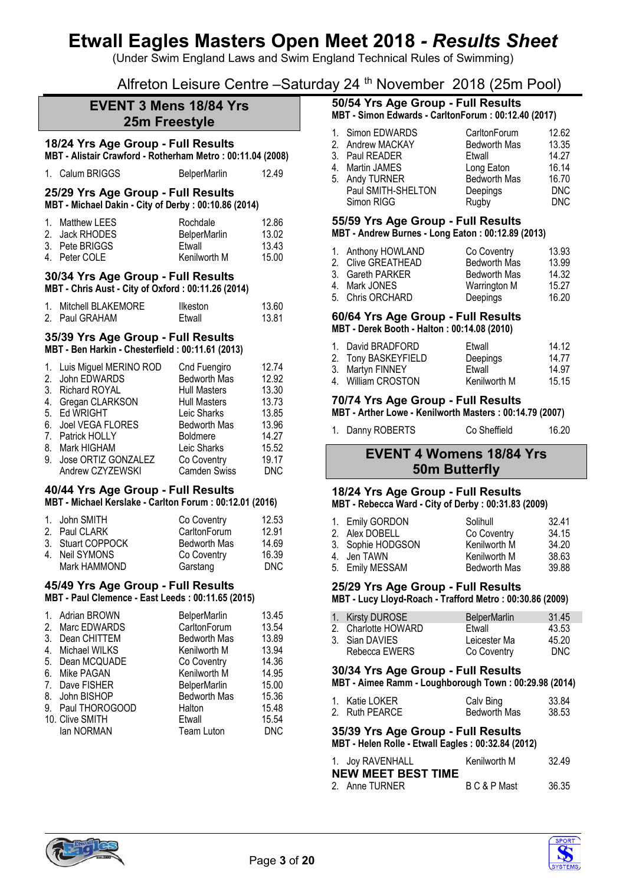# Etwall Eagles Masters Open Meet 2018 - *Results Sheet*

(Under Swim England Laws and Swim England Technical Rules of Swimming)

Alfreton Leisure Centre –Saturday 24[th] November 2018 (25m Pool)

## EVENT 3 Mens 18/84 Yrs 25m Freestyle

### 18/24 Yrs Age Group - Full Results

**MBT - Alistair Crawford - Rotherham Metro : 00:11.04 (2008)**

| | Name | Club | Time |
|---|---|---|---|
| 1. | Calum BRIGGS | BelperMarlin | 12.49 |

### 25/29 Yrs Age Group - Full Results

**MBT - Michael Dakin - City of Derby : 00:10.86 (2014)**

| | Name | Club | Time |
|---|---|---|---|
| 1. | Matthew LEES | Rochdale | 12.86 |
| 2. | Jack RHODES | BelperMarlin | 13.02 |
| 3. | Pete BRIGGS | Etwall | 13.43 |
| 4. | Peter COLE | Kenilworth M | 15.00 |

### 30/34 Yrs Age Group - Full Results

**MBT - Chris Aust - City of Oxford : 00:11.26 (2014)**

| | Name | Club | Time |
|---|---|---|---|
| 1. | Mitchell BLAKEMORE | Ilkeston | 13.60 |
| 2. | Paul GRAHAM | Etwall | 13.81 |

### 35/39 Yrs Age Group - Full Results

**MBT - Ben Harkin - Chesterfield : 00:11.61 (2013)**

| | Name | Club | Time |
|---|---|---|---|
| 1. | Luis Miguel MERINO ROD | Cnd Fuengiro | 12.74 |
| 2. | John EDWARDS | Bedworth Mas | 12.92 |
| 3. | Richard ROYAL | Hull Masters | 13.30 |
| 4. | Gregan CLARKSON | Hull Masters | 13.73 |
| 5. | Ed WRIGHT | Leic Sharks | 13.85 |
| 6. | Joel VEGA FLORES | Bedworth Mas | 13.96 |
| 7. | Patrick HOLLY | Boldmere | 14.27 |
| 8. | Mark HIGHAM | Leic Sharks | 15.52 |
| 9. | Jose ORTIZ GONZALEZ | Co Coventry | 19.17 |
| | Andrew CZYZEWSKI | Camden Swiss | DNC |

### 40/44 Yrs Age Group - Full Results

**MBT - Michael Kerslake - Carlton Forum : 00:12.01 (2016)**

| | Name | Club | Time |
|---|---|---|---|
| 1. | John SMITH | Co Coventry | 12.53 |
| 2. | Paul CLARK | CarltonForum | 12.91 |
| 3. | Stuart COPPOCK | Bedworth Mas | 14.69 |
| 4. | Neil SYMONS | Co Coventry | 16.39 |
| | Mark HAMMOND | Garstang | DNC |

### 45/49 Yrs Age Group - Full Results

**MBT - Paul Clemence - East Leeds : 00:11.65 (2015)**

| | Name | Club | Time |
|---|---|---|---|
| 1. | Adrian BROWN | BelperMarlin | 13.45 |
| 2. | Marc EDWARDS | CarltonForum | 13.54 |
| 3. | Dean CHITTEM | Bedworth Mas | 13.89 |
| 4. | Michael WILKS | Kenilworth M | 13.94 |
| 5. | Dean MCQUADE | Co Coventry | 14.36 |
| 6. | Mike PAGAN | Kenilworth M | 14.95 |
| 7. | Dave FISHER | BelperMarlin | 15.00 |
| 8. | John BISHOP | Bedworth Mas | 15.36 |
| 9. | Paul THOROGOOD | Halton | 15.48 |
| 10. | Clive SMITH | Etwall | 15.54 |
| | Ian NORMAN | Team Luton | DNC |

### 50/54 Yrs Age Group - Full Results

**MBT - Simon Edwards - CarltonForum : 00:12.40 (2017)**

| | Name | Club | Time |
|---|---|---|---|
| 1. | Simon EDWARDS | CarltonForum | 12.62 |
| 2. | Andrew MACKAY | Bedworth Mas | 13.35 |
| 3. | Paul READER | Etwall | 14.27 |
| 4. | Martin JAMES | Long Eaton | 16.14 |
| 5. | Andy TURNER | Bedworth Mas | 16.70 |
| | Paul SMITH-SHELTON | Deepings | DNC |
| | Simon RIGG | Rugby | DNC |

### 55/59 Yrs Age Group - Full Results

**MBT - Andrew Burnes - Long Eaton : 00:12.89 (2013)**

| | Name | Club | Time |
|---|---|---|---|
| 1. | Anthony HOWLAND | Co Coventry | 13.93 |
| 2. | Clive GREATHEAD | Bedworth Mas | 13.99 |
| 3. | Gareth PARKER | Bedworth Mas | 14.32 |
| 4. | Mark JONES | Warrington M | 15.27 |
| 5. | Chris ORCHARD | Deepings | 16.20 |

### 60/64 Yrs Age Group - Full Results

**MBT - Derek Booth - Halton : 00:14.08 (2010)**

| | Name | Club | Time |
|---|---|---|---|
| 1. | David BRADFORD | Etwall | 14.12 |
| 2. | Tony BASKEYFIELD | Deepings | 14.77 |
| 3. | Martyn FINNEY | Etwall | 14.97 |
| 4. | William CROSTON | Kenilworth M | 15.15 |

### 70/74 Yrs Age Group - Full Results

**MBT - Arther Lowe - Kenilworth Masters : 00:14.79 (2007)**

| | Name | Club | Time |
|---|---|---|---|
| 1. | Danny ROBERTS | Co Sheffield | 16.20 |

## EVENT 4 Womens 18/84 Yrs 50m Butterfly

### 18/24 Yrs Age Group - Full Results

**MBT - Rebecca Ward - City of Derby : 00:31.83 (2009)**

| | Name | Club | Time |
|---|---|---|---|
| 1. | Emily GORDON | Solihull | 32.41 |
| 2. | Alex DOBELL | Co Coventry | 34.15 |
| 3. | Sophie HODGSON | Kenilworth M | 34.20 |
| 4. | Jen TAWN | Kenilworth M | 38.63 |
| 5. | Emily MESSAM | Bedworth Mas | 39.88 |

### 25/29 Yrs Age Group - Full Results

**MBT - Lucy Lloyd-Roach - Trafford Metro : 00:30.86 (2009)**

| | Name | Club | Time |
|---|---|---|---|
| 1. | Kirsty DUROSE | BelperMarlin | 31.45 |
| 2. | Charlotte HOWARD | Etwall | 43.53 |
| 3. | Sian DAVIES | Leicester Ma | 45.20 |
| | Rebecca EWERS | Co Coventry | DNC |

### 30/34 Yrs Age Group - Full Results

**MBT - Aimee Ramm - Loughborough Town : 00:29.98 (2014)**

| | Name | Club | Time |
|---|---|---|---|
| 1. | Katie LOKER | Calv Bing | 33.84 |
| 2. | Ruth PEARCE | Bedworth Mas | 38.53 |

### 35/39 Yrs Age Group - Full Results

**MBT - Helen Rolle - Etwall Eagles : 00:32.84 (2012)**

| | Name | Club | Time |
|---|---|---|---|
| 1. | Joy RAVENHALL | Kenilworth M | 32.49 |
| | **NEW MEET BEST TIME** | | |
| 2. | Anne TURNER | B C & P Mast | 36.35 |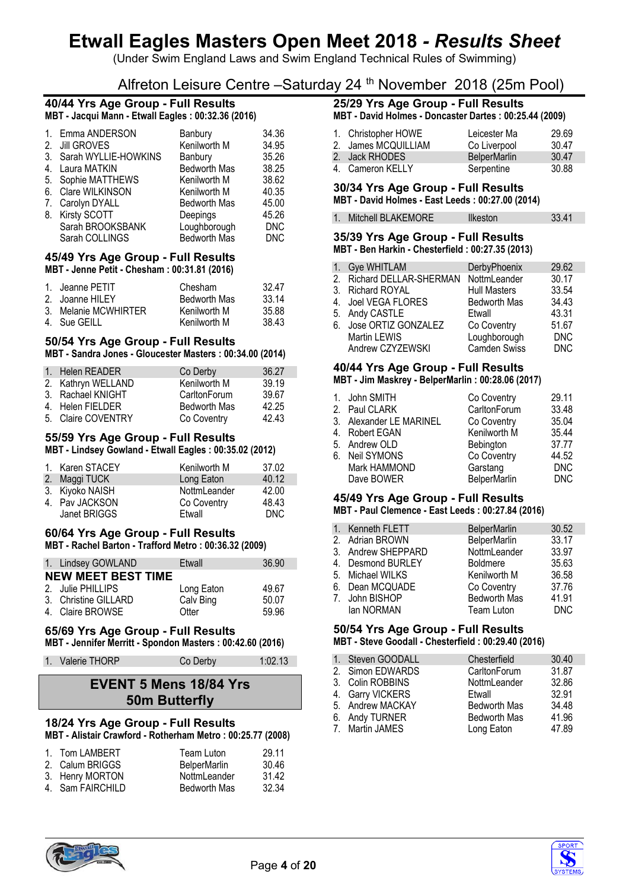# Etwall Eagles Masters Open Meet 2018 - *Results Sheet*

(Under Swim England Laws and Swim England Technical Rules of Swimming)

Alfreton Leisure Centre –Saturday 24 th November 2018 (25m Pool)

## 40/44 Yrs Age Group - Full Results

**MBT - Jacqui Mann - Etwall Eagles : 00:32.36 (2016)**

| Pos | Name | Club | Time |
|---|---|---|---|
| 1. | Emma ANDERSON | Banbury | 34.36 |
| 2. | Jill GROVES | Kenilworth M | 34.95 |
| 3. | Sarah WYLLIE-HOWKINS | Banbury | 35.26 |
| 4. | Laura MATKIN | Bedworth Mas | 38.25 |
| 5. | Sophie MATTHEWS | Kenilworth M | 38.62 |
| 6. | Clare WILKINSON | Kenilworth M | 40.35 |
| 7. | Carolyn DYALL | Bedworth Mas | 45.00 |
| 8. | Kirsty SCOTT | Deepings | 45.26 |
| | Sarah BROOKSBANK | Loughborough | DNC |
| | Sarah COLLINGS | Bedworth Mas | DNC |

## 45/49 Yrs Age Group - Full Results

**MBT - Jenne Petit - Chesham : 00:31.81 (2016)**

| Pos | Name | Club | Time |
|---|---|---|---|
| 1. | Jeanne PETIT | Chesham | 32.47 |
| 2. | Joanne HILEY | Bedworth Mas | 33.14 |
| 3. | Melanie MCWHIRTER | Kenilworth M | 35.88 |
| 4. | Sue GEILL | Kenilworth M | 38.43 |

## 50/54 Yrs Age Group - Full Results

**MBT - Sandra Jones - Gloucester Masters : 00:34.00 (2014)**

| Pos | Name | Club | Time |
|---|---|---|---|
| 1. | Helen READER | Co Derby | 36.27 |
| 2. | Kathryn WELLAND | Kenilworth M | 39.19 |
| 3. | Rachael KNIGHT | CarltonForum | 39.67 |
| 4. | Helen FIELDER | Bedworth Mas | 42.25 |
| 5. | Claire COVENTRY | Co Coventry | 42.43 |

## 55/59 Yrs Age Group - Full Results

**MBT - Lindsey Gowland - Etwall Eagles : 00:35.02 (2012)**

| Pos | Name | Club | Time |
|---|---|---|---|
| 1. | Karen STACEY | Kenilworth M | 37.02 |
| 2. | Maggi TUCK | Long Eaton | 40.12 |
| 3. | Kiyoko NAISH | NottmLeander | 42.00 |
| 4. | Pav JACKSON | Co Coventry | 48.43 |
| | Janet BRIGGS | Etwall | DNC |

## 60/64 Yrs Age Group - Full Results

**MBT - Rachel Barton - Trafford Metro : 00:36.32 (2009)**

| Pos | Name | Club | Time |
|---|---|---|---|
| 1. | Lindsey GOWLAND | Etwall | 36.90 |
| | **NEW MEET BEST TIME** | | |
| 2. | Julie PHILLIPS | Long Eaton | 49.67 |
| 3. | Christine GILLARD | Calv Bing | 50.07 |
| 4. | Claire BROWSE | Otter | 59.96 |

## 65/69 Yrs Age Group - Full Results

**MBT - Jennifer Merritt - Spondon Masters : 00:42.60 (2016)**

| Pos | Name | Club | Time |
|---|---|---|---|
| 1. | Valerie THORP | Co Derby | 1:02.13 |

# EVENT 5 Mens 18/84 Yrs 50m Butterfly

## 18/24 Yrs Age Group - Full Results

**MBT - Alistair Crawford - Rotherham Metro : 00:25.77 (2008)**

| Pos | Name | Club | Time |
|---|---|---|---|
| 1. | Tom LAMBERT | Team Luton | 29.11 |
| 2. | Calum BRIGGS | BelperMarlin | 30.46 |
| 3. | Henry MORTON | NottmLeander | 31.42 |
| 4. | Sam FAIRCHILD | Bedworth Mas | 32.34 |

## 25/29 Yrs Age Group - Full Results

**MBT - David Holmes - Doncaster Dartes : 00:25.44 (2009)**

| Pos | Name | Club | Time |
|---|---|---|---|
| 1. | Christopher HOWE | Leicester Ma | 29.69 |
| 2. | James MCQUILLIAM | Co Liverpool | 30.47 |
| 2. | Jack RHODES | BelperMarlin | 30.47 |
| 4. | Cameron KELLY | Serpentine | 30.88 |

## 30/34 Yrs Age Group - Full Results

**MBT - David Holmes - East Leeds : 00:27.00 (2014)**

| Pos | Name | Club | Time |
|---|---|---|---|
| 1. | Mitchell BLAKEMORE | Ilkeston | 33.41 |

## 35/39 Yrs Age Group - Full Results

**MBT - Ben Harkin - Chesterfield : 00:27.35 (2013)**

| Pos | Name | Club | Time |
|---|---|---|---|
| 1. | Gye WHITLAM | DerbyPhoenix | 29.62 |
| 2. | Richard DELLAR-SHERMAN | NottmLeander | 30.17 |
| 3. | Richard ROYAL | Hull Masters | 33.54 |
| 4. | Joel VEGA FLORES | Bedworth Mas | 34.43 |
| 5. | Andy CASTLE | Etwall | 43.31 |
| 6. | Jose ORTIZ GONZALEZ | Co Coventry | 51.67 |
| | Martin LEWIS | Loughborough | DNC |
| | Andrew CZYZEWSKI | Camden Swiss | DNC |

## 40/44 Yrs Age Group - Full Results

**MBT - Jim Maskrey - BelperMarlin : 00:28.06 (2017)**

| Pos | Name | Club | Time |
|---|---|---|---|
| 1. | John SMITH | Co Coventry | 29.11 |
| 2. | Paul CLARK | CarltonForum | 33.48 |
| 3. | Alexander LE MARINEL | Co Coventry | 35.04 |
| 4. | Robert EGAN | Kenilworth M | 35.44 |
| 5. | Andrew OLD | Bebington | 37.77 |
| 6. | Neil SYMONS | Co Coventry | 44.52 |
| | Mark HAMMOND | Garstang | DNC |
| | Dave BOWER | BelperMarlin | DNC |

## 45/49 Yrs Age Group - Full Results

**MBT - Paul Clemence - East Leeds : 00:27.84 (2016)**

| Pos | Name | Club | Time |
|---|---|---|---|
| 1. | Kenneth FLETT | BelperMarlin | 30.52 |
| 2. | Adrian BROWN | BelperMarlin | 33.17 |
| 3. | Andrew SHEPPARD | NottmLeander | 33.97 |
| 4. | Desmond BURLEY | Boldmere | 35.63 |
| 5. | Michael WILKS | Kenilworth M | 36.58 |
| 6. | Dean MCQUADE | Co Coventry | 37.76 |
| 7. | John BISHOP | Bedworth Mas | 41.91 |
| | Ian NORMAN | Team Luton | DNC |

## 50/54 Yrs Age Group - Full Results

**MBT - Steve Goodall - Chesterfield : 00:29.40 (2016)**

| Pos | Name | Club | Time |
|---|---|---|---|
| 1. | Steven GOODALL | Chesterfield | 30.40 |
| 2. | Simon EDWARDS | CarltonForum | 31.87 |
| 3. | Colin ROBBINS | NottmLeander | 32.86 |
| 4. | Garry VICKERS | Etwall | 32.91 |
| 5. | Andrew MACKAY | Bedworth Mas | 34.48 |
| 6. | Andy TURNER | Bedworth Mas | 41.96 |
| 7. | Martin JAMES | Long Eaton | 47.89 |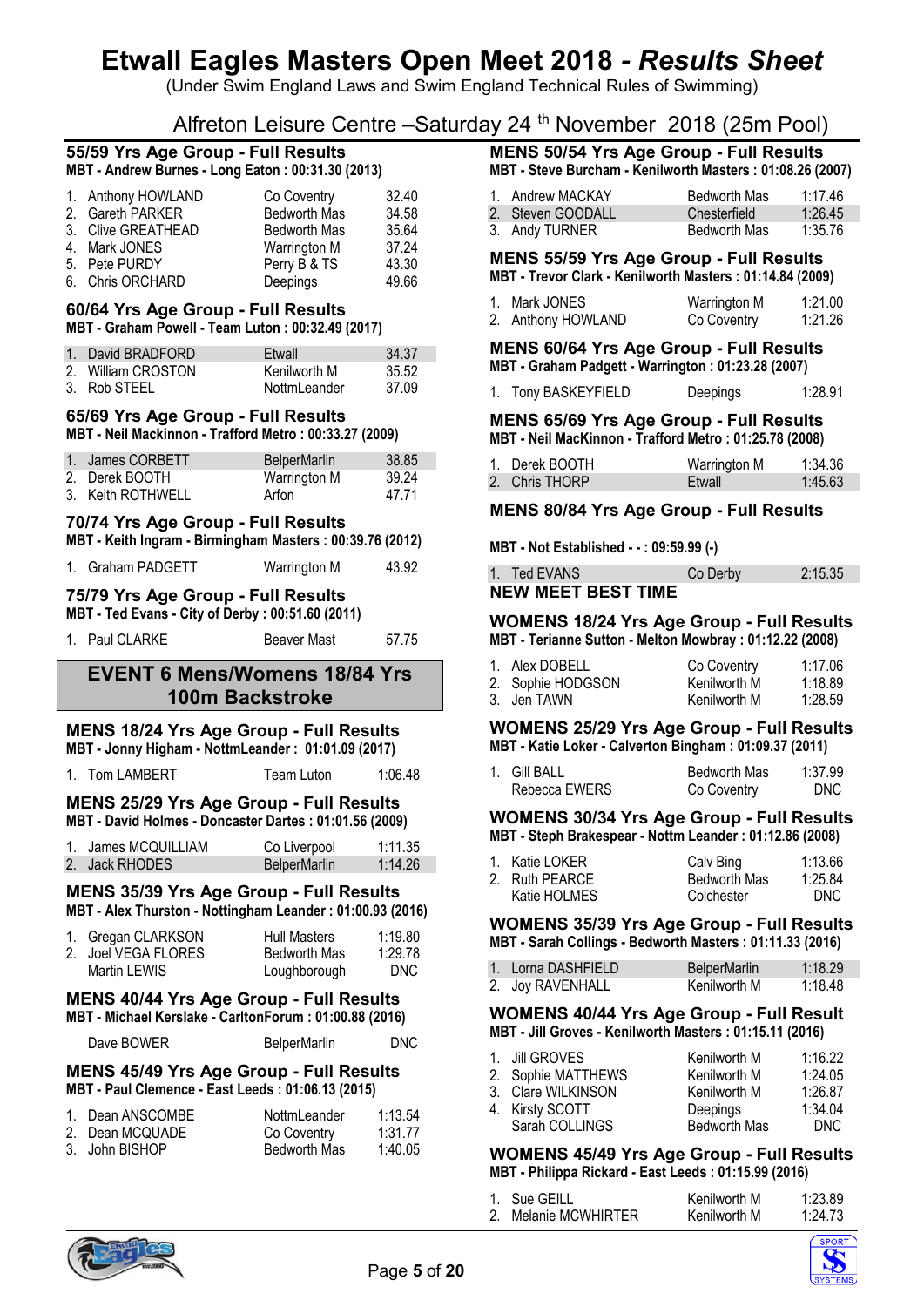# Etwall Eagles Masters Open Meet 2018 - *Results Sheet*

(Under Swim England Laws and Swim England Technical Rules of Swimming)

Alfreton Leisure Centre –Saturday 24 th November 2018 (25m Pool)

### 55/59 Yrs Age Group - Full Results

**MBT - Andrew Burnes - Long Eaton : 00:31.30 (2013)**

| | Name | Club | Time |
|---|---|---|---|
| 1. | Anthony HOWLAND | Co Coventry | 32.40 |
| 2. | Gareth PARKER | Bedworth Mas | 34.58 |
| 3. | Clive GREATHEAD | Bedworth Mas | 35.64 |
| 4. | Mark JONES | Warrington M | 37.24 |
| 5. | Pete PURDY | Perry B & TS | 43.30 |
| 6. | Chris ORCHARD | Deepings | 49.66 |

### 60/64 Yrs Age Group - Full Results

**MBT - Graham Powell - Team Luton : 00:32.49 (2017)**

| | Name | Club | Time |
|---|---|---|---|
| 1. | David BRADFORD | Etwall | 34.37 |
| 2. | William CROSTON | Kenilworth M | 35.52 |
| 3. | Rob STEEL | NottmLeander | 37.09 |

### 65/69 Yrs Age Group - Full Results

**MBT - Neil Mackinnon - Trafford Metro : 00:33.27 (2009)**

| | Name | Club | Time |
|---|---|---|---|
| 1. | James CORBETT | BelperMarlin | 38.85 |
| 2. | Derek BOOTH | Warrington M | 39.24 |
| 3. | Keith ROTHWELL | Arfon | 47.71 |

### 70/74 Yrs Age Group - Full Results

**MBT - Keith Ingram - Birmingham Masters : 00:39.76 (2012)**

| | Name | Club | Time |
|---|---|---|---|
| 1. | Graham PADGETT | Warrington M | 43.92 |

### 75/79 Yrs Age Group - Full Results

**MBT - Ted Evans - City of Derby : 00:51.60 (2011)**

| | Name | Club | Time |
|---|---|---|---|
| 1. | Paul CLARKE | Beaver Mast | 57.75 |

## EVENT 6 Mens/Womens 18/84 Yrs 100m Backstroke

### MENS 18/24 Yrs Age Group - Full Results

**MBT - Jonny Higham - NottmLeander : 01:01.09 (2017)**

| | Name | Club | Time |
|---|---|---|---|
| 1. | Tom LAMBERT | Team Luton | 1:06.48 |

### MENS 25/29 Yrs Age Group - Full Results

**MBT - David Holmes - Doncaster Dartes : 01:01.56 (2009)**

| | Name | Club | Time |
|---|---|---|---|
| 1. | James MCQUILLIAM | Co Liverpool | 1:11.35 |
| 2. | Jack RHODES | BelperMarlin | 1:14.26 |

### MENS 35/39 Yrs Age Group - Full Results

**MBT - Alex Thurston - Nottingham Leander : 01:00.93 (2016)**

| | Name | Club | Time |
|---|---|---|---|
| 1. | Gregan CLARKSON | Hull Masters | 1:19.80 |
| 2. | Joel VEGA FLORES | Bedworth Mas | 1:29.78 |
| | Martin LEWIS | Loughborough | DNC |

### MENS 40/44 Yrs Age Group - Full Results

**MBT - Michael Kerslake - CarltonForum : 01:00.88 (2016)**

| | Name | Club | Time |
|---|---|---|---|
| | Dave BOWER | BelperMarlin | DNC |

### MENS 45/49 Yrs Age Group - Full Results

**MBT - Paul Clemence - East Leeds : 01:06.13 (2015)**

| | Name | Club | Time |
|---|---|---|---|
| 1. | Dean ANSCOMBE | NottmLeander | 1:13.54 |
| 2. | Dean MCQUADE | Co Coventry | 1:31.77 |
| 3. | John BISHOP | Bedworth Mas | 1:40.05 |

### MENS 50/54 Yrs Age Group - Full Results

**MBT - Steve Burcham - Kenilworth Masters : 01:08.26 (2007)**

| | Name | Club | Time |
|---|---|---|---|
| 1. | Andrew MACKAY | Bedworth Mas | 1:17.46 |
| 2. | Steven GOODALL | Chesterfield | 1:26.45 |
| 3. | Andy TURNER | Bedworth Mas | 1:35.76 |

### MENS 55/59 Yrs Age Group - Full Results

**MBT - Trevor Clark - Kenilworth Masters : 01:14.84 (2009)**

| | Name | Club | Time |
|---|---|---|---|
| 1. | Mark JONES | Warrington M | 1:21.00 |
| 2. | Anthony HOWLAND | Co Coventry | 1:21.26 |

### MENS 60/64 Yrs Age Group - Full Results

**MBT - Graham Padgett - Warrington : 01:23.28 (2007)**

| | Name | Club | Time |
|---|---|---|---|
| 1. | Tony BASKEYFIELD | Deepings | 1:28.91 |

### MENS 65/69 Yrs Age Group - Full Results

**MBT - Neil MacKinnon - Trafford Metro : 01:25.78 (2008)**

| | Name | Club | Time |
|---|---|---|---|
| 1. | Derek BOOTH | Warrington M | 1:34.36 |
| 2. | Chris THORP | Etwall | 1:45.63 |

### MENS 80/84 Yrs Age Group - Full Results

**MBT - Not Established - - : 09:59.99 (-)**

| | Name | Club | Time |
|---|---|---|---|
| 1. | Ted EVANS | Co Derby | 2:15.35 |

**NEW MEET BEST TIME**

### WOMENS 18/24 Yrs Age Group - Full Results

**MBT - Terianne Sutton - Melton Mowbray : 01:12.22 (2008)**

| | Name | Club | Time |
|---|---|---|---|
| 1. | Alex DOBELL | Co Coventry | 1:17.06 |
| 2. | Sophie HODGSON | Kenilworth M | 1:18.89 |
| 3. | Jen TAWN | Kenilworth M | 1:28.59 |

### WOMENS 25/29 Yrs Age Group - Full Results

**MBT - Katie Loker - Calverton Bingham : 01:09.37 (2011)**

| | Name | Club | Time |
|---|---|---|---|
| 1. | Gill BALL | Bedworth Mas | 1:37.99 |
| | Rebecca EWERS | Co Coventry | DNC |

### WOMENS 30/34 Yrs Age Group - Full Results

**MBT - Steph Brakespear - Nottm Leander : 01:12.86 (2008)**

| | Name | Club | Time |
|---|---|---|---|
| 1. | Katie LOKER | Calv Bing | 1:13.66 |
| 2. | Ruth PEARCE | Bedworth Mas | 1:25.84 |
| | Katie HOLMES | Colchester | DNC |

### WOMENS 35/39 Yrs Age Group - Full Results

**MBT - Sarah Collings - Bedworth Masters : 01:11.33 (2016)**

| | Name | Club | Time |
|---|---|---|---|
| 1. | Lorna DASHFIELD | BelperMarlin | 1:18.29 |
| 2. | Joy RAVENHALL | Kenilworth M | 1:18.48 |

### WOMENS 40/44 Yrs Age Group - Full Result

**MBT - Jill Groves - Kenilworth Masters : 01:15.11 (2016)**

| | Name | Club | Time |
|---|---|---|---|
| 1. | Jill GROVES | Kenilworth M | 1:16.22 |
| 2. | Sophie MATTHEWS | Kenilworth M | 1:24.05 |
| 3. | Clare WILKINSON | Kenilworth M | 1:26.87 |
| 4. | Kirsty SCOTT | Deepings | 1:34.04 |
| | Sarah COLLINGS | Bedworth Mas | DNC |

### WOMENS 45/49 Yrs Age Group - Full Results

**MBT - Philippa Rickard - East Leeds : 01:15.99 (2016)**

| | Name | Club | Time |
|---|---|---|---|
| 1. | Sue GEILL | Kenilworth M | 1:23.89 |
| 2. | Melanie MCWHIRTER | Kenilworth M | 1:24.73 |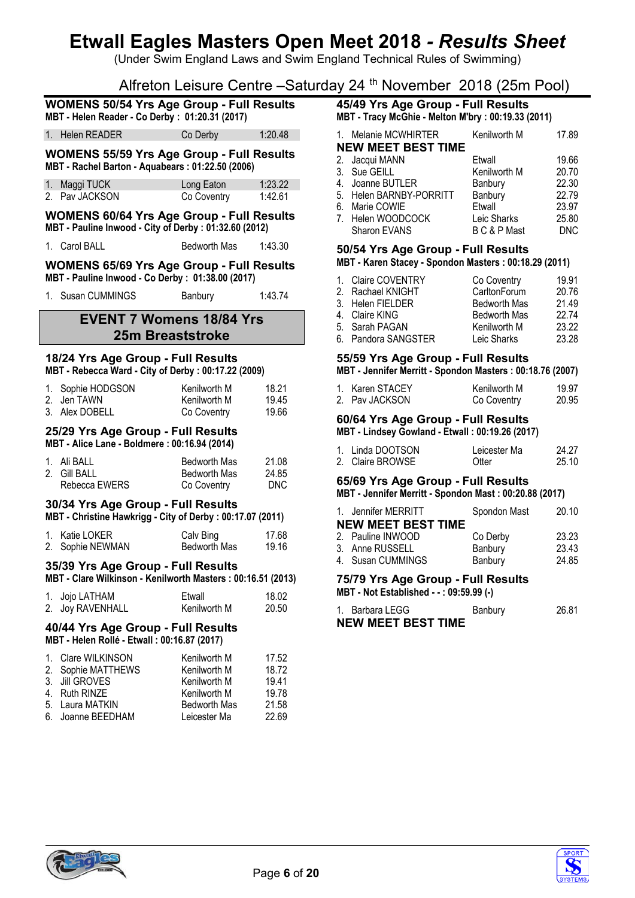# Etwall Eagles Masters Open Meet 2018 - *Results Sheet*

(Under Swim England Laws and Swim England Technical Rules of Swimming)

Alfreton Leisure Centre –Saturday 24 th November 2018 (25m Pool)

### WOMENS 50/54 Yrs Age Group - Full Results

**MBT - Helen Reader - Co Derby : 01:20.31 (2017)**

| | | | |
|---|---|---|---|
| 1. | Helen READER | Co Derby | 1:20.48 |

### WOMENS 55/59 Yrs Age Group - Full Results

**MBT - Rachel Barton - Aquabears : 01:22.50 (2006)**

| | | | |
|---|---|---|---|
| 1. | Maggi TUCK | Long Eaton | 1:23.22 |
| 2. | Pav JACKSON | Co Coventry | 1:42.61 |

### WOMENS 60/64 Yrs Age Group - Full Results

**MBT - Pauline Inwood - City of Derby : 01:32.60 (2012)**

| | | | |
|---|---|---|---|
| 1. | Carol BALL | Bedworth Mas | 1:43.30 |

### WOMENS 65/69 Yrs Age Group - Full Results

**MBT - Pauline Inwood - Co Derby : 01:38.00 (2017)**

| | | | |
|---|---|---|---|
| 1. | Susan CUMMINGS | Banbury | 1:43.74 |

## EVENT 7 Womens 18/84 Yrs 25m Breaststroke

### 18/24 Yrs Age Group - Full Results

**MBT - Rebecca Ward - City of Derby : 00:17.22 (2009)**

| | | | |
|---|---|---|---|
| 1. | Sophie HODGSON | Kenilworth M | 18.21 |
| 2. | Jen TAWN | Kenilworth M | 19.45 |
| 3. | Alex DOBELL | Co Coventry | 19.66 |

### 25/29 Yrs Age Group - Full Results

**MBT - Alice Lane - Boldmere : 00:16.94 (2014)**

| | | | |
|---|---|---|---|
| 1. | Ali BALL | Bedworth Mas | 21.08 |
| 2. | Gill BALL | Bedworth Mas | 24.85 |
| | Rebecca EWERS | Co Coventry | DNC |

### 30/34 Yrs Age Group - Full Results

**MBT - Christine Hawkrigg - City of Derby : 00:17.07 (2011)**

| | | | |
|---|---|---|---|
| 1. | Katie LOKER | Calv Bing | 17.68 |
| 2. | Sophie NEWMAN | Bedworth Mas | 19.16 |

### 35/39 Yrs Age Group - Full Results

**MBT - Clare Wilkinson - Kenilworth Masters : 00:16.51 (2013)**

| | | | |
|---|---|---|---|
| 1. | Jojo LATHAM | Etwall | 18.02 |
| 2. | Joy RAVENHALL | Kenilworth M | 20.50 |

### 40/44 Yrs Age Group - Full Results

**MBT - Helen Rollé - Etwall : 00:16.87 (2017)**

| | | | |
|---|---|---|---|
| 1. | Clare WILKINSON | Kenilworth M | 17.52 |
| 2. | Sophie MATTHEWS | Kenilworth M | 18.72 |
| 3. | Jill GROVES | Kenilworth M | 19.41 |
| 4. | Ruth RINZE | Kenilworth M | 19.78 |
| 5. | Laura MATKIN | Bedworth Mas | 21.58 |
| 6. | Joanne BEEDHAM | Leicester Ma | 22.69 |

### 45/49 Yrs Age Group - Full Results

**MBT - Tracy McGhie - Melton M'bry : 00:19.33 (2011)**

| | | | |
|---|---|---|---|
| 1. | Melanie MCWHIRTER | Kenilworth M | 17.89 |
| | **NEW MEET BEST TIME** | | |
| 2. | Jacqui MANN | Etwall | 19.66 |
| 3. | Sue GEILL | Kenilworth M | 20.70 |
| 4. | Joanne BUTLER | Banbury | 22.30 |
| 5. | Helen BARNBY-PORRITT | Banbury | 22.79 |
| 6. | Marie COWIE | Etwall | 23.97 |
| 7. | Helen WOODCOCK | Leic Sharks | 25.80 |
| | Sharon EVANS | B C & P Mast | DNC |

### 50/54 Yrs Age Group - Full Results

**MBT - Karen Stacey - Spondon Masters : 00:18.29 (2011)**

| | | | |
|---|---|---|---|
| 1. | Claire COVENTRY | Co Coventry | 19.91 |
| 2. | Rachael KNIGHT | CarltonForum | 20.76 |
| 3. | Helen FIELDER | Bedworth Mas | 21.49 |
| 4. | Claire KING | Bedworth Mas | 22.74 |
| 5. | Sarah PAGAN | Kenilworth M | 23.22 |
| 6. | Pandora SANGSTER | Leic Sharks | 23.28 |

### 55/59 Yrs Age Group - Full Results

**MBT - Jennifer Merritt - Spondon Masters : 00:18.76 (2007)**

| | | | |
|---|---|---|---|
| 1. | Karen STACEY | Kenilworth M | 19.97 |
| 2. | Pav JACKSON | Co Coventry | 20.95 |

### 60/64 Yrs Age Group - Full Results

**MBT - Lindsey Gowland - Etwall : 00:19.26 (2017)**

| | | | |
|---|---|---|---|
| 1. | Linda DOOTSON | Leicester Ma | 24.27 |
| 2. | Claire BROWSE | Otter | 25.10 |

### 65/69 Yrs Age Group - Full Results

**MBT - Jennifer Merritt - Spondon Mast : 00:20.88 (2017)**

| | | | |
|---|---|---|---|
| 1. | Jennifer MERRITT | Spondon Mast | 20.10 |
| | **NEW MEET BEST TIME** | | |
| 2. | Pauline INWOOD | Co Derby | 23.23 |
| 3. | Anne RUSSELL | Banbury | 23.43 |
| 4. | Susan CUMMINGS | Banbury | 24.85 |

### 75/79 Yrs Age Group - Full Results

**MBT - Not Established - - : 09:59.99 (-)**

| | | | |
|---|---|---|---|
| 1. | Barbara LEGG | Banbury | 26.81 |
| | **NEW MEET BEST TIME** | | |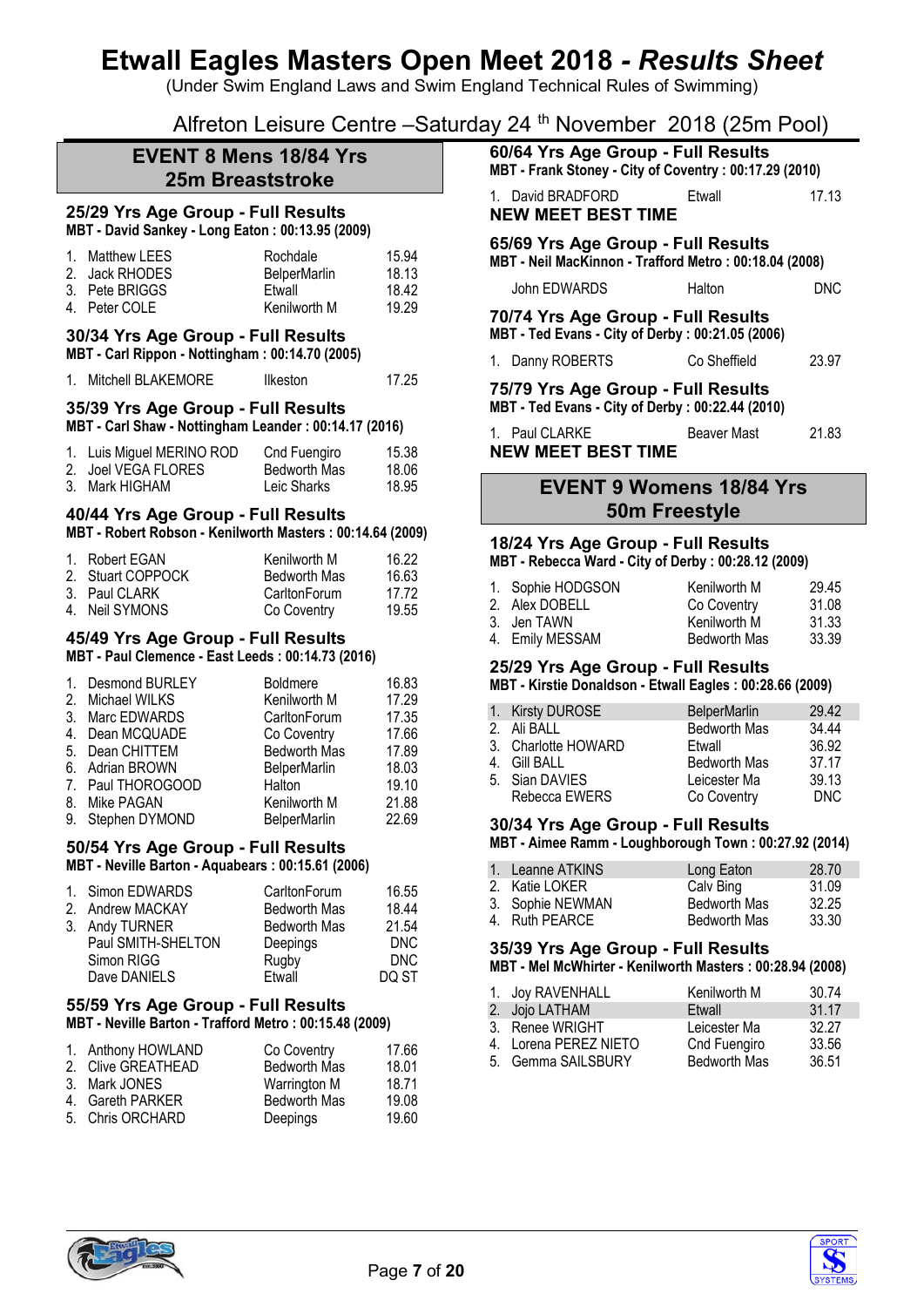# Etwall Eagles Masters Open Meet 2018 - *Results Sheet*

(Under Swim England Laws and Swim England Technical Rules of Swimming)

Alfreton Leisure Centre –Saturday 24 th November 2018 (25m Pool)

## EVENT 8 Mens 18/84 Yrs 25m Breaststroke

### 25/29 Yrs Age Group - Full Results

**MBT - David Sankey - Long Eaton : 00:13.95 (2009)**

| | Name | Club | Time |
|---|---|---|---|
| 1. | Matthew LEES | Rochdale | 15.94 |
| 2. | Jack RHODES | BelperMarlin | 18.13 |
| 3. | Pete BRIGGS | Etwall | 18.42 |
| 4. | Peter COLE | Kenilworth M | 19.29 |

### 30/34 Yrs Age Group - Full Results

**MBT - Carl Rippon - Nottingham : 00:14.70 (2005)**

| | Name | Club | Time |
|---|---|---|---|
| 1. | Mitchell BLAKEMORE | Ilkeston | 17.25 |

### 35/39 Yrs Age Group - Full Results

**MBT - Carl Shaw - Nottingham Leander : 00:14.17 (2016)**

| | Name | Club | Time |
|---|---|---|---|
| 1. | Luis Miguel MERINO ROD | Cnd Fuengiro | 15.38 |
| 2. | Joel VEGA FLORES | Bedworth Mas | 18.06 |
| 3. | Mark HIGHAM | Leic Sharks | 18.95 |

### 40/44 Yrs Age Group - Full Results

**MBT - Robert Robson - Kenilworth Masters : 00:14.64 (2009)**

| | Name | Club | Time |
|---|---|---|---|
| 1. | Robert EGAN | Kenilworth M | 16.22 |
| 2. | Stuart COPPOCK | Bedworth Mas | 16.63 |
| 3. | Paul CLARK | CarltonForum | 17.72 |
| 4. | Neil SYMONS | Co Coventry | 19.55 |

### 45/49 Yrs Age Group - Full Results

**MBT - Paul Clemence - East Leeds : 00:14.73 (2016)**

| | Name | Club | Time |
|---|---|---|---|
| 1. | Desmond BURLEY | Boldmere | 16.83 |
| 2. | Michael WILKS | Kenilworth M | 17.29 |
| 3. | Marc EDWARDS | CarltonForum | 17.35 |
| 4. | Dean MCQUADE | Co Coventry | 17.66 |
| 5. | Dean CHITTEM | Bedworth Mas | 17.89 |
| 6. | Adrian BROWN | BelperMarlin | 18.03 |
| 7. | Paul THOROGOOD | Halton | 19.10 |
| 8. | Mike PAGAN | Kenilworth M | 21.88 |
| 9. | Stephen DYMOND | BelperMarlin | 22.69 |

### 50/54 Yrs Age Group - Full Results

**MBT - Neville Barton - Aquabears : 00:15.61 (2006)**

| | Name | Club | Time |
|---|---|---|---|
| 1. | Simon EDWARDS | CarltonForum | 16.55 |
| 2. | Andrew MACKAY | Bedworth Mas | 18.44 |
| 3. | Andy TURNER | Bedworth Mas | 21.54 |
| | Paul SMITH-SHELTON | Deepings | DNC |
| | Simon RIGG | Rugby | DNC |
| | Dave DANIELS | Etwall | DQ ST |

### 55/59 Yrs Age Group - Full Results

**MBT - Neville Barton - Trafford Metro : 00:15.48 (2009)**

| | Name | Club | Time |
|---|---|---|---|
| 1. | Anthony HOWLAND | Co Coventry | 17.66 |
| 2. | Clive GREATHEAD | Bedworth Mas | 18.01 |
| 3. | Mark JONES | Warrington M | 18.71 |
| 4. | Gareth PARKER | Bedworth Mas | 19.08 |
| 5. | Chris ORCHARD | Deepings | 19.60 |

### 60/64 Yrs Age Group - Full Results

**MBT - Frank Stoney - City of Coventry : 00:17.29 (2010)**

| | Name | Club | Time |
|---|---|---|---|
| 1. | David BRADFORD | Etwall | 17.13 |

**NEW MEET BEST TIME**

### 65/69 Yrs Age Group - Full Results

**MBT - Neil MacKinnon - Trafford Metro : 00:18.04 (2008)**

| | Name | Club | Time |
|---|---|---|---|
| | John EDWARDS | Halton | DNC |

### 70/74 Yrs Age Group - Full Results

**MBT - Ted Evans - City of Derby : 00:21.05 (2006)**

| | Name | Club | Time |
|---|---|---|---|
| 1. | Danny ROBERTS | Co Sheffield | 23.97 |

### 75/79 Yrs Age Group - Full Results

**MBT - Ted Evans - City of Derby : 00:22.44 (2010)**

| | Name | Club | Time |
|---|---|---|---|
| 1. | Paul CLARKE | Beaver Mast | 21.83 |

**NEW MEET BEST TIME**

## EVENT 9 Womens 18/84 Yrs 50m Freestyle

### 18/24 Yrs Age Group - Full Results

**MBT - Rebecca Ward - City of Derby : 00:28.12 (2009)**

| | Name | Club | Time |
|---|---|---|---|
| 1. | Sophie HODGSON | Kenilworth M | 29.45 |
| 2. | Alex DOBELL | Co Coventry | 31.08 |
| 3. | Jen TAWN | Kenilworth M | 31.33 |
| 4. | Emily MESSAM | Bedworth Mas | 33.39 |

### 25/29 Yrs Age Group - Full Results

**MBT - Kirstie Donaldson - Etwall Eagles : 00:28.66 (2009)**

| | Name | Club | Time |
|---|---|---|---|
| 1. | Kirsty DUROSE | BelperMarlin | 29.42 |
| 2. | Ali BALL | Bedworth Mas | 34.44 |
| 3. | Charlotte HOWARD | Etwall | 36.92 |
| 4. | Gill BALL | Bedworth Mas | 37.17 |
| 5. | Sian DAVIES | Leicester Ma | 39.13 |
| | Rebecca EWERS | Co Coventry | DNC |

### 30/34 Yrs Age Group - Full Results

**MBT - Aimee Ramm - Loughborough Town : 00:27.92 (2014)**

| | Name | Club | Time |
|---|---|---|---|
| 1. | Leanne ATKINS | Long Eaton | 28.70 |
| 2. | Katie LOKER | Calv Bing | 31.09 |
| 3. | Sophie NEWMAN | Bedworth Mas | 32.25 |
| 4. | Ruth PEARCE | Bedworth Mas | 33.30 |

### 35/39 Yrs Age Group - Full Results

**MBT - Mel McWhirter - Kenilworth Masters : 00:28.94 (2008)**

| | Name | Club | Time |
|---|---|---|---|
| 1. | Joy RAVENHALL | Kenilworth M | 30.74 |
| 2. | Jojo LATHAM | Etwall | 31.17 |
| 3. | Renee WRIGHT | Leicester Ma | 32.27 |
| 4. | Lorena PEREZ NIETO | Cnd Fuengiro | 33.56 |
| 5. | Gemma SAILSBURY | Bedworth Mas | 36.51 |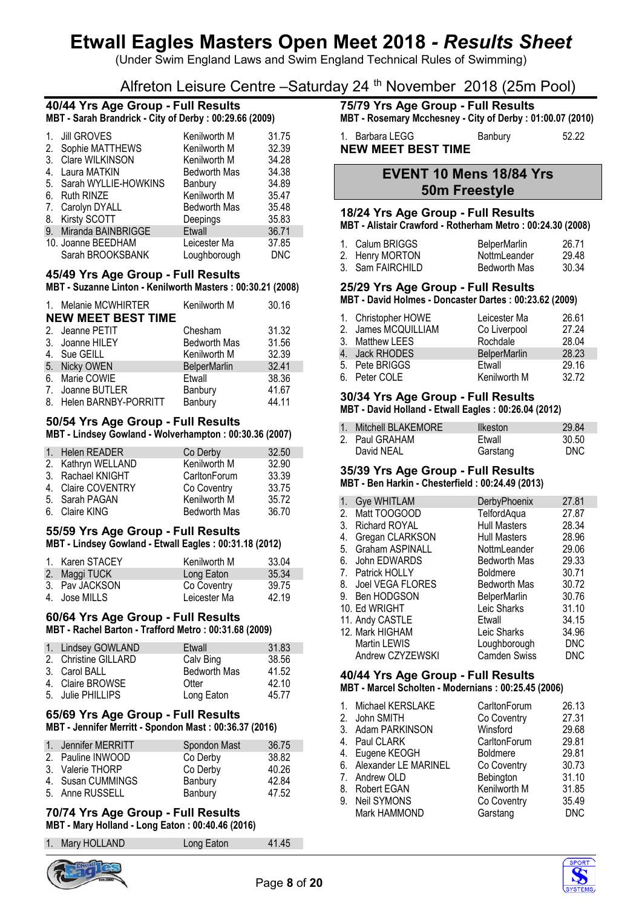# Etwall Eagles Masters Open Meet 2018 - *Results Sheet*

(Under Swim England Laws and Swim England Technical Rules of Swimming)

Alfreton Leisure Centre –Saturday 24 th November 2018 (25m Pool)

### 40/44 Yrs Age Group - Full Results

**MBT - Sarah Brandrick - City of Derby : 00:29.66 (2009)**

| | Name | Club | Time |
|---|---|---|---|
| 1. | Jill GROVES | Kenilworth M | 31.75 |
| 2. | Sophie MATTHEWS | Kenilworth M | 32.39 |
| 3. | Clare WILKINSON | Kenilworth M | 34.28 |
| 4. | Laura MATKIN | Bedworth Mas | 34.38 |
| 5. | Sarah WYLLIE-HOWKINS | Banbury | 34.89 |
| 6. | Ruth RINZE | Kenilworth M | 35.47 |
| 7. | Carolyn DYALL | Bedworth Mas | 35.48 |
| 8. | Kirsty SCOTT | Deepings | 35.83 |
| 9. | Miranda BAINBRIGGE | Etwall | 36.71 |
| 10. | Joanne BEEDHAM | Leicester Ma | 37.85 |
| | Sarah BROOKSBANK | Loughborough | DNC |

### 45/49 Yrs Age Group - Full Results

**MBT - Suzanne Linton - Kenilworth Masters : 00:30.21 (2008)**

| | Name | Club | Time |
|---|---|---|---|
| 1. | Melanie MCWHIRTER | Kenilworth M | 30.16 |

**NEW MEET BEST TIME**

| | Name | Club | Time |
|---|---|---|---|
| 2. | Jeanne PETIT | Chesham | 31.32 |
| 3. | Joanne HILEY | Bedworth Mas | 31.56 |
| 4. | Sue GEILL | Kenilworth M | 32.39 |
| 5. | Nicky OWEN | BelperMarlin | 32.41 |
| 6. | Marie COWIE | Etwall | 38.36 |
| 7. | Joanne BUTLER | Banbury | 41.67 |
| 8. | Helen BARNBY-PORRITT | Banbury | 44.11 |

### 50/54 Yrs Age Group - Full Results

**MBT - Lindsey Gowland - Wolverhampton : 00:30.36 (2007)**

| | Name | Club | Time |
|---|---|---|---|
| 1. | Helen READER | Co Derby | 32.50 |
| 2. | Kathryn WELLAND | Kenilworth M | 32.90 |
| 3. | Rachael KNIGHT | CarltonForum | 33.39 |
| 4. | Claire COVENTRY | Co Coventry | 33.75 |
| 5. | Sarah PAGAN | Kenilworth M | 35.72 |
| 6. | Claire KING | Bedworth Mas | 36.70 |

### 55/59 Yrs Age Group - Full Results

**MBT - Lindsey Gowland - Etwall Eagles : 00:31.18 (2012)**

| | Name | Club | Time |
|---|---|---|---|
| 1. | Karen STACEY | Kenilworth M | 33.04 |
| 2. | Maggi TUCK | Long Eaton | 35.34 |
| 3. | Pav JACKSON | Co Coventry | 39.75 |
| 4. | Jose MILLS | Leicester Ma | 42.19 |

### 60/64 Yrs Age Group - Full Results

**MBT - Rachel Barton - Trafford Metro : 00:31.68 (2009)**

| | Name | Club | Time |
|---|---|---|---|
| 1. | Lindsey GOWLAND | Etwall | 31.83 |
| 2. | Christine GILLARD | Calv Bing | 38.56 |
| 3. | Carol BALL | Bedworth Mas | 41.52 |
| 4. | Claire BROWSE | Otter | 42.10 |
| 5. | Julie PHILLIPS | Long Eaton | 45.77 |

### 65/69 Yrs Age Group - Full Results

**MBT - Jennifer Merritt - Spondon Mast : 00:36.37 (2016)**

| | Name | Club | Time |
|---|---|---|---|
| 1. | Jennifer MERRITT | Spondon Mast | 36.75 |
| 2. | Pauline INWOOD | Co Derby | 38.82 |
| 3. | Valerie THORP | Co Derby | 40.26 |
| 4. | Susan CUMMINGS | Banbury | 42.84 |
| 5. | Anne RUSSELL | Banbury | 47.52 |

### 70/74 Yrs Age Group - Full Results

**MBT - Mary Holland - Long Eaton : 00:40.46 (2016)**

| | Name | Club | Time |
|---|---|---|---|
| 1. | Mary HOLLAND | Long Eaton | 41.45 |

### 75/79 Yrs Age Group - Full Results

**MBT - Rosemary Mcchesney - City of Derby : 01:00.07 (2010)**

| | Name | Club | Time |
|---|---|---|---|
| 1. | Barbara LEGG | Banbury | 52.22 |

**NEW MEET BEST TIME**

## EVENT 10 Mens 18/84 Yrs 50m Freestyle

### 18/24 Yrs Age Group - Full Results

**MBT - Alistair Crawford - Rotherham Metro : 00:24.30 (2008)**

| | Name | Club | Time |
|---|---|---|---|
| 1. | Calum BRIGGS | BelperMarlin | 26.71 |
| 2. | Henry MORTON | NottmLeander | 29.48 |
| 3. | Sam FAIRCHILD | Bedworth Mas | 30.34 |

### 25/29 Yrs Age Group - Full Results

**MBT - David Holmes - Doncaster Dartes : 00:23.62 (2009)**

| | Name | Club | Time |
|---|---|---|---|
| 1. | Christopher HOWE | Leicester Ma | 26.61 |
| 2. | James MCQUILLIAM | Co Liverpool | 27.24 |
| 3. | Matthew LEES | Rochdale | 28.04 |
| 4. | Jack RHODES | BelperMarlin | 28.23 |
| 5. | Pete BRIGGS | Etwall | 29.16 |
| 6. | Peter COLE | Kenilworth M | 32.72 |

### 30/34 Yrs Age Group - Full Results

**MBT - David Holland - Etwall Eagles : 00:26.04 (2012)**

| | Name | Club | Time |
|---|---|---|---|
| 1. | Mitchell BLAKEMORE | Ilkeston | 29.84 |
| 2. | Paul GRAHAM | Etwall | 30.50 |
| | David NEAL | Garstang | DNC |

### 35/39 Yrs Age Group - Full Results

**MBT - Ben Harkin - Chesterfield : 00:24.49 (2013)**

| | Name | Club | Time |
|---|---|---|---|
| 1. | Gye WHITLAM | DerbyPhoenix | 27.81 |
| 2. | Matt TOOGOOD | TelfordAqua | 27.87 |
| 3. | Richard ROYAL | Hull Masters | 28.34 |
| 4. | Gregan CLARKSON | Hull Masters | 28.96 |
| 5. | Graham ASPINALL | NottmLeander | 29.06 |
| 6. | John EDWARDS | Bedworth Mas | 29.33 |
| 7. | Patrick HOLLY | Boldmere | 30.71 |
| 8. | Joel VEGA FLORES | Bedworth Mas | 30.72 |
| 9. | Ben HODGSON | BelperMarlin | 30.76 |
| 10. | Ed WRIGHT | Leic Sharks | 31.10 |
| 11. | Andy CASTLE | Etwall | 34.15 |
| 12. | Mark HIGHAM | Leic Sharks | 34.96 |
| | Martin LEWIS | Loughborough | DNC |
| | Andrew CZYZEWSKI | Camden Swiss | DNC |

### 40/44 Yrs Age Group - Full Results

**MBT - Marcel Scholten - Modernians : 00:25.45 (2006)**

| | Name | Club | Time |
|---|---|---|---|
| 1. | Michael KERSLAKE | CarltonForum | 26.13 |
| 2. | John SMITH | Co Coventry | 27.31 |
| 3. | Adam PARKINSON | Winsford | 29.68 |
| 4. | Paul CLARK | CarltonForum | 29.81 |
| 4. | Eugene KEOGH | Boldmere | 29.81 |
| 6. | Alexander LE MARINEL | Co Coventry | 30.73 |
| 7. | Andrew OLD | Bebington | 31.10 |
| 8. | Robert EGAN | Kenilworth M | 31.85 |
| 9. | Neil SYMONS | Co Coventry | 35.49 |
| | Mark HAMMOND | Garstang | DNC |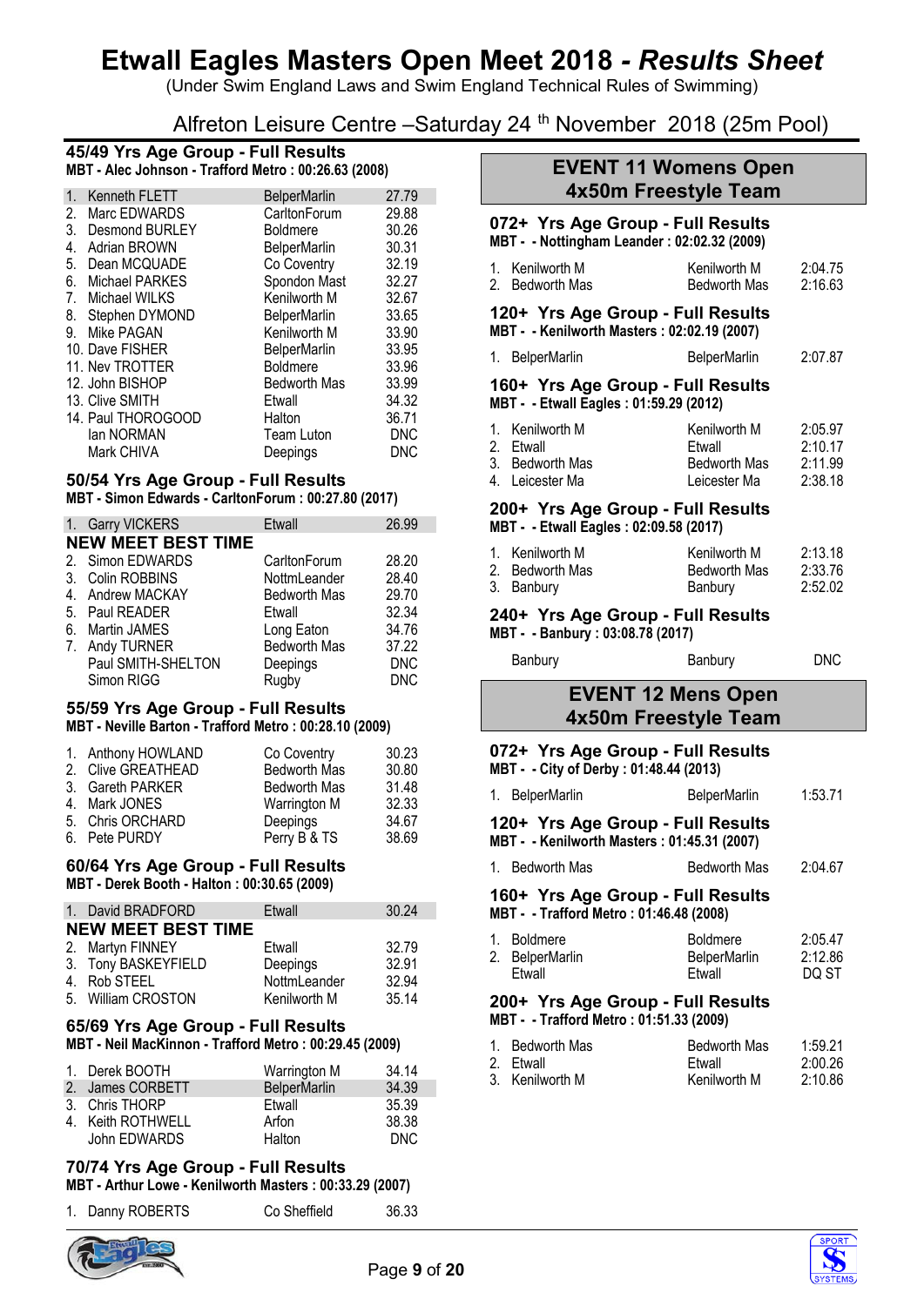# Etwall Eagles Masters Open Meet 2018 - *Results Sheet*

(Under Swim England Laws and Swim England Technical Rules of Swimming)

Alfreton Leisure Centre –Saturday 24 th November 2018 (25m Pool)

### 45/49 Yrs Age Group - Full Results

**MBT - Alec Johnson - Trafford Metro : 00:26.63 (2008)**

| | | | |
|---|---|---|---|
| 1. | Kenneth FLETT | BelperMarlin | 27.79 |
| 2. | Marc EDWARDS | CarltonForum | 29.88 |
| 3. | Desmond BURLEY | Boldmere | 30.26 |
| 4. | Adrian BROWN | BelperMarlin | 30.31 |
| 5. | Dean MCQUADE | Co Coventry | 32.19 |
| 6. | Michael PARKES | Spondon Mast | 32.27 |
| 7. | Michael WILKS | Kenilworth M | 32.67 |
| 8. | Stephen DYMOND | BelperMarlin | 33.65 |
| 9. | Mike PAGAN | Kenilworth M | 33.90 |
| 10. | Dave FISHER | BelperMarlin | 33.95 |
| 11. | Nev TROTTER | Boldmere | 33.96 |
| 12. | John BISHOP | Bedworth Mas | 33.99 |
| 13. | Clive SMITH | Etwall | 34.32 |
| 14. | Paul THOROGOOD | Halton | 36.71 |
| | Ian NORMAN | Team Luton | DNC |
| | Mark CHIVA | Deepings | DNC |

### 50/54 Yrs Age Group - Full Results

**MBT - Simon Edwards - CarltonForum : 00:27.80 (2017)**

| | | | |
|---|---|---|---|
| 1. | Garry VICKERS | Etwall | 26.99 |
| | **NEW MEET BEST TIME** | | |
| 2. | Simon EDWARDS | CarltonForum | 28.20 |
| 3. | Colin ROBBINS | NottmLeander | 28.40 |
| 4. | Andrew MACKAY | Bedworth Mas | 29.70 |
| 5. | Paul READER | Etwall | 32.34 |
| 6. | Martin JAMES | Long Eaton | 34.76 |
| 7. | Andy TURNER | Bedworth Mas | 37.22 |
| | Paul SMITH-SHELTON | Deepings | DNC |
| | Simon RIGG | Rugby | DNC |

### 55/59 Yrs Age Group - Full Results

**MBT - Neville Barton - Trafford Metro : 00:28.10 (2009)**

| | | | |
|---|---|---|---|
| 1. | Anthony HOWLAND | Co Coventry | 30.23 |
| 2. | Clive GREATHEAD | Bedworth Mas | 30.80 |
| 3. | Gareth PARKER | Bedworth Mas | 31.48 |
| 4. | Mark JONES | Warrington M | 32.33 |
| 5. | Chris ORCHARD | Deepings | 34.67 |
| 6. | Pete PURDY | Perry B & TS | 38.69 |

### 60/64 Yrs Age Group - Full Results

**MBT - Derek Booth - Halton : 00:30.65 (2009)**

| | | | |
|---|---|---|---|
| 1. | David BRADFORD | Etwall | 30.24 |
| | **NEW MEET BEST TIME** | | |
| 2. | Martyn FINNEY | Etwall | 32.79 |
| 3. | Tony BASKEYFIELD | Deepings | 32.91 |
| 4. | Rob STEEL | NottmLeander | 32.94 |
| 5. | William CROSTON | Kenilworth M | 35.14 |

### 65/69 Yrs Age Group - Full Results

**MBT - Neil MacKinnon - Trafford Metro : 00:29.45 (2009)**

| | | | |
|---|---|---|---|
| 1. | Derek BOOTH | Warrington M | 34.14 |
| 2. | James CORBETT | BelperMarlin | 34.39 |
| 3. | Chris THORP | Etwall | 35.39 |
| 4. | Keith ROTHWELL | Arfon | 38.38 |
| | John EDWARDS | Halton | DNC |

### 70/74 Yrs Age Group - Full Results

**MBT - Arthur Lowe - Kenilworth Masters : 00:33.29 (2007)**

| | | | |
|---|---|---|---|
| 1. | Danny ROBERTS | Co Sheffield | 36.33 |

## EVENT 11 Womens Open 4x50m Freestyle Team

### 072+ Yrs Age Group - Full Results

**MBT - - Nottingham Leander : 02:02.32 (2009)**

| | | | |
|---|---|---|---|
| 1. | Kenilworth M | Kenilworth M | 2:04.75 |
| 2. | Bedworth Mas | Bedworth Mas | 2:16.63 |

### 120+ Yrs Age Group - Full Results

**MBT - - Kenilworth Masters : 02:02.19 (2007)**

| | | | |
|---|---|---|---|
| 1. | BelperMarlin | BelperMarlin | 2:07.87 |

### 160+ Yrs Age Group - Full Results

**MBT - - Etwall Eagles : 01:59.29 (2012)**

| | | | |
|---|---|---|---|
| 1. | Kenilworth M | Kenilworth M | 2:05.97 |
| 2. | Etwall | Etwall | 2:10.17 |
| 3. | Bedworth Mas | Bedworth Mas | 2:11.99 |
| 4. | Leicester Ma | Leicester Ma | 2:38.18 |

### 200+ Yrs Age Group - Full Results

**MBT - - Etwall Eagles : 02:09.58 (2017)**

| | | | |
|---|---|---|---|
| 1. | Kenilworth M | Kenilworth M | 2:13.18 |
| 2. | Bedworth Mas | Bedworth Mas | 2:33.76 |
| 3. | Banbury | Banbury | 2:52.02 |

### 240+ Yrs Age Group - Full Results

**MBT - - Banbury : 03:08.78 (2017)**

| | | | |
|---|---|---|---|
| | Banbury | Banbury | DNC |

## EVENT 12 Mens Open 4x50m Freestyle Team

### 072+ Yrs Age Group - Full Results

**MBT - - City of Derby : 01:48.44 (2013)**

| | | | |
|---|---|---|---|
| 1. | BelperMarlin | BelperMarlin | 1:53.71 |

### 120+ Yrs Age Group - Full Results

**MBT - - Kenilworth Masters : 01:45.31 (2007)**

| | | | |
|---|---|---|---|
| 1. | Bedworth Mas | Bedworth Mas | 2:04.67 |

### 160+ Yrs Age Group - Full Results

**MBT - - Trafford Metro : 01:46.48 (2008)**

| | | | |
|---|---|---|---|
| 1. | Boldmere | Boldmere | 2:05.47 |
| 2. | BelperMarlin | BelperMarlin | 2:12.86 |
| | Etwall | Etwall | DQ ST |

### 200+ Yrs Age Group - Full Results

**MBT - - Trafford Metro : 01:51.33 (2009)**

| | | | |
|---|---|---|---|
| 1. | Bedworth Mas | Bedworth Mas | 1:59.21 |
| 2. | Etwall | Etwall | 2:00.26 |
| 3. | Kenilworth M | Kenilworth M | 2:10.86 |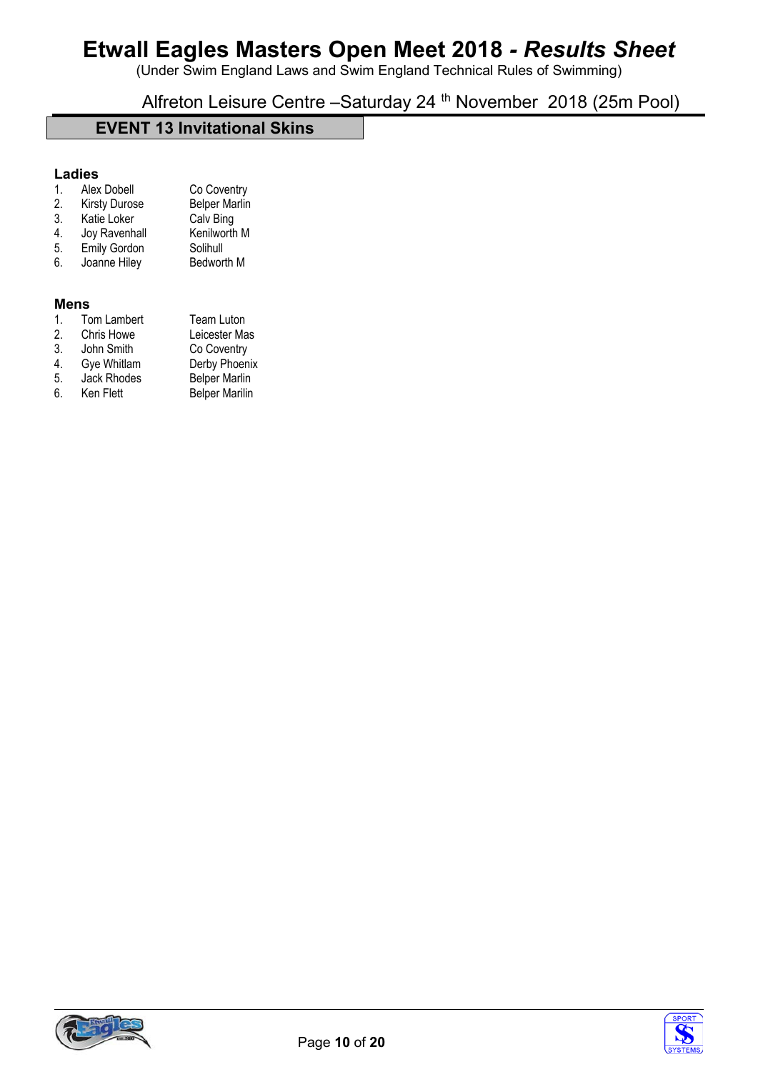# Etwall Eagles Masters Open Meet 2018 - *Results Sheet*

(Under Swim England Laws and Swim England Technical Rules of Swimming)

Alfreton Leisure Centre –Saturday 24 th November 2018 (25m Pool)

## EVENT 13 Invitational Skins

### Ladies

| | | |
|---|---|---|
| 1. | Alex Dobell | Co Coventry |
| 2. | Kirsty Durose | Belper Marlin |
| 3. | Katie Loker | Calv Bing |
| 4. | Joy Ravenhall | Kenilworth M |
| 5. | Emily Gordon | Solihull |
| 6. | Joanne Hiley | Bedworth M |

### Mens

| | | |
|---|---|---|
| 1. | Tom Lambert | Team Luton |
| 2. | Chris Howe | Leicester Mas |
| 3. | John Smith | Co Coventry |
| 4. | Gye Whitlam | Derby Phoenix |
| 5. | Jack Rhodes | Belper Marlin |
| 6. | Ken Flett | Belper Marilin |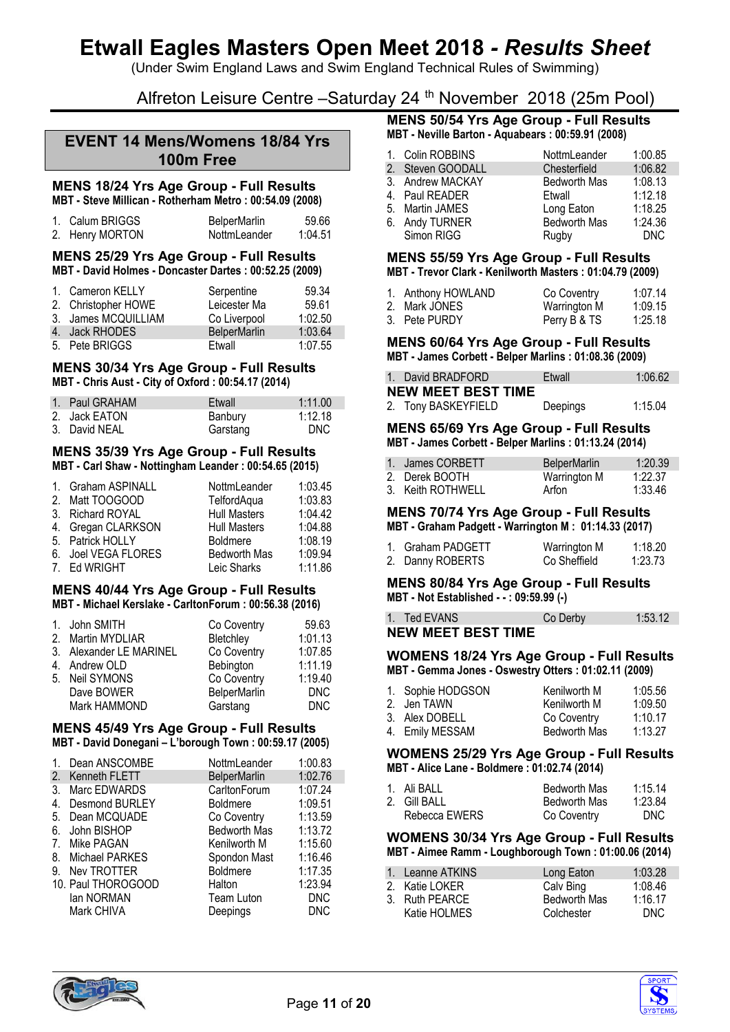# Etwall Eagles Masters Open Meet 2018 - *Results Sheet*

(Under Swim England Laws and Swim England Technical Rules of Swimming)

Alfreton Leisure Centre –Saturday 24 th November 2018 (25m Pool)

## EVENT 14 Mens/Womens 18/84 Yrs 100m Free

### MENS 18/24 Yrs Age Group - Full Results

**MBT - Steve Millican - Rotherham Metro : 00:54.09 (2008)**

| | | | |
|---|---|---|---|
| 1. | Calum BRIGGS | BelperMarlin | 59.66 |
| 2. | Henry MORTON | NottmLeander | 1:04.51 |

### MENS 25/29 Yrs Age Group - Full Results

**MBT - David Holmes - Doncaster Dartes : 00:52.25 (2009)**

| | | | |
|---|---|---|---|
| 1. | Cameron KELLY | Serpentine | 59.34 |
| 2. | Christopher HOWE | Leicester Ma | 59.61 |
| 3. | James MCQUILLIAM | Co Liverpool | 1:02.50 |
| 4. | Jack RHODES | BelperMarlin | 1:03.64 |
| 5. | Pete BRIGGS | Etwall | 1:07.55 |

### MENS 30/34 Yrs Age Group - Full Results

**MBT - Chris Aust - City of Oxford : 00:54.17 (2014)**

| | | | |
|---|---|---|---|
| 1. | Paul GRAHAM | Etwall | 1:11.00 |
| 2. | Jack EATON | Banbury | 1:12.18 |
| 3. | David NEAL | Garstang | DNC |

### MENS 35/39 Yrs Age Group - Full Results

**MBT - Carl Shaw - Nottingham Leander : 00:54.65 (2015)**

| | | | |
|---|---|---|---|
| 1. | Graham ASPINALL | NottmLeander | 1:03.45 |
| 2. | Matt TOOGOOD | TelfordAqua | 1:03.83 |
| 3. | Richard ROYAL | Hull Masters | 1:04.42 |
| 4. | Gregan CLARKSON | Hull Masters | 1:04.88 |
| 5. | Patrick HOLLY | Boldmere | 1:08.19 |
| 6. | Joel VEGA FLORES | Bedworth Mas | 1:09.94 |
| 7. | Ed WRIGHT | Leic Sharks | 1:11.86 |

### MENS 40/44 Yrs Age Group - Full Results

**MBT - Michael Kerslake - CarltonForum : 00:56.38 (2016)**

| | | | |
|---|---|---|---|
| 1. | John SMITH | Co Coventry | 59.63 |
| 2. | Martin MYDLIAR | Bletchley | 1:01.13 |
| 3. | Alexander LE MARINEL | Co Coventry | 1:07.85 |
| 4. | Andrew OLD | Bebington | 1:11.19 |
| 5. | Neil SYMONS | Co Coventry | 1:19.40 |
| | Dave BOWER | BelperMarlin | DNC |
| | Mark HAMMOND | Garstang | DNC |

### MENS 45/49 Yrs Age Group - Full Results

**MBT - David Donegani – L'borough Town : 00:59.17 (2005)**

| | | | |
|---|---|---|---|
| 1. | Dean ANSCOMBE | NottmLeander | 1:00.83 |
| 2. | Kenneth FLETT | BelperMarlin | 1:02.76 |
| 3. | Marc EDWARDS | CarltonForum | 1:07.24 |
| 4. | Desmond BURLEY | Boldmere | 1:09.51 |
| 5. | Dean MCQUADE | Co Coventry | 1:13.59 |
| 6. | John BISHOP | Bedworth Mas | 1:13.72 |
| 7. | Mike PAGAN | Kenilworth M | 1:15.60 |
| 8. | Michael PARKES | Spondon Mast | 1:16.46 |
| 9. | Nev TROTTER | Boldmere | 1:17.35 |
| 10. | Paul THOROGOOD | Halton | 1:23.94 |
| | Ian NORMAN | Team Luton | DNC |
| | Mark CHIVA | Deepings | DNC |

### MENS 50/54 Yrs Age Group - Full Results

**MBT - Neville Barton - Aquabears : 00:59.91 (2008)**

| | | | |
|---|---|---|---|
| 1. | Colin ROBBINS | NottmLeander | 1:00.85 |
| 2. | Steven GOODALL | Chesterfield | 1:06.82 |
| 3. | Andrew MACKAY | Bedworth Mas | 1:08.13 |
| 4. | Paul READER | Etwall | 1:12.18 |
| 5. | Martin JAMES | Long Eaton | 1:18.25 |
| 6. | Andy TURNER | Bedworth Mas | 1:24.36 |
| | Simon RIGG | Rugby | DNC |

### MENS 55/59 Yrs Age Group - Full Results

**MBT - Trevor Clark - Kenilworth Masters : 01:04.79 (2009)**

| | | | |
|---|---|---|---|
| 1. | Anthony HOWLAND | Co Coventry | 1:07.14 |
| 2. | Mark JONES | Warrington M | 1:09.15 |
| 3. | Pete PURDY | Perry B & TS | 1:25.18 |

### MENS 60/64 Yrs Age Group - Full Results

**MBT - James Corbett - Belper Marlins : 01:08.36 (2009)**

| | | | |
|---|---|---|---|
| 1. | David BRADFORD | Etwall | 1:06.62 |
| | **NEW MEET BEST TIME** | | |
| 2. | Tony BASKEYFIELD | Deepings | 1:15.04 |

### MENS 65/69 Yrs Age Group - Full Results

**MBT - James Corbett - Belper Marlins : 01:13.24 (2014)**

| | | | |
|---|---|---|---|
| 1. | James CORBETT | BelperMarlin | 1:20.39 |
| 2. | Derek BOOTH | Warrington M | 1:22.37 |
| 3. | Keith ROTHWELL | Arfon | 1:33.46 |

### MENS 70/74 Yrs Age Group - Full Results

**MBT - Graham Padgett - Warrington M : 01:14.33 (2017)**

| | | | |
|---|---|---|---|
| 1. | Graham PADGETT | Warrington M | 1:18.20 |
| 2. | Danny ROBERTS | Co Sheffield | 1:23.73 |

### MENS 80/84 Yrs Age Group - Full Results

**MBT - Not Established - - : 09:59.99 (-)**

| | | | |
|---|---|---|---|
| 1. | Ted EVANS | Co Derby | 1:53.12 |
| | **NEW MEET BEST TIME** | | |

### WOMENS 18/24 Yrs Age Group - Full Results

**MBT - Gemma Jones - Oswestry Otters : 01:02.11 (2009)**

| | | | |
|---|---|---|---|
| 1. | Sophie HODGSON | Kenilworth M | 1:05.56 |
| 2. | Jen TAWN | Kenilworth M | 1:09.50 |
| 3. | Alex DOBELL | Co Coventry | 1:10.17 |
| 4. | Emily MESSAM | Bedworth Mas | 1:13.27 |

### WOMENS 25/29 Yrs Age Group - Full Results

**MBT - Alice Lane - Boldmere : 01:02.74 (2014)**

| | | | |
|---|---|---|---|
| 1. | Ali BALL | Bedworth Mas | 1:15.14 |
| 2. | Gill BALL | Bedworth Mas | 1:23.84 |
| | Rebecca EWERS | Co Coventry | DNC |

### WOMENS 30/34 Yrs Age Group - Full Results

**MBT - Aimee Ramm - Loughborough Town : 01:00.06 (2014)**

| | | | |
|---|---|---|---|
| 1. | Leanne ATKINS | Long Eaton | 1:03.28 |
| 2. | Katie LOKER | Calv Bing | 1:08.46 |
| 3. | Ruth PEARCE | Bedworth Mas | 1:16.17 |
| | Katie HOLMES | Colchester | DNC |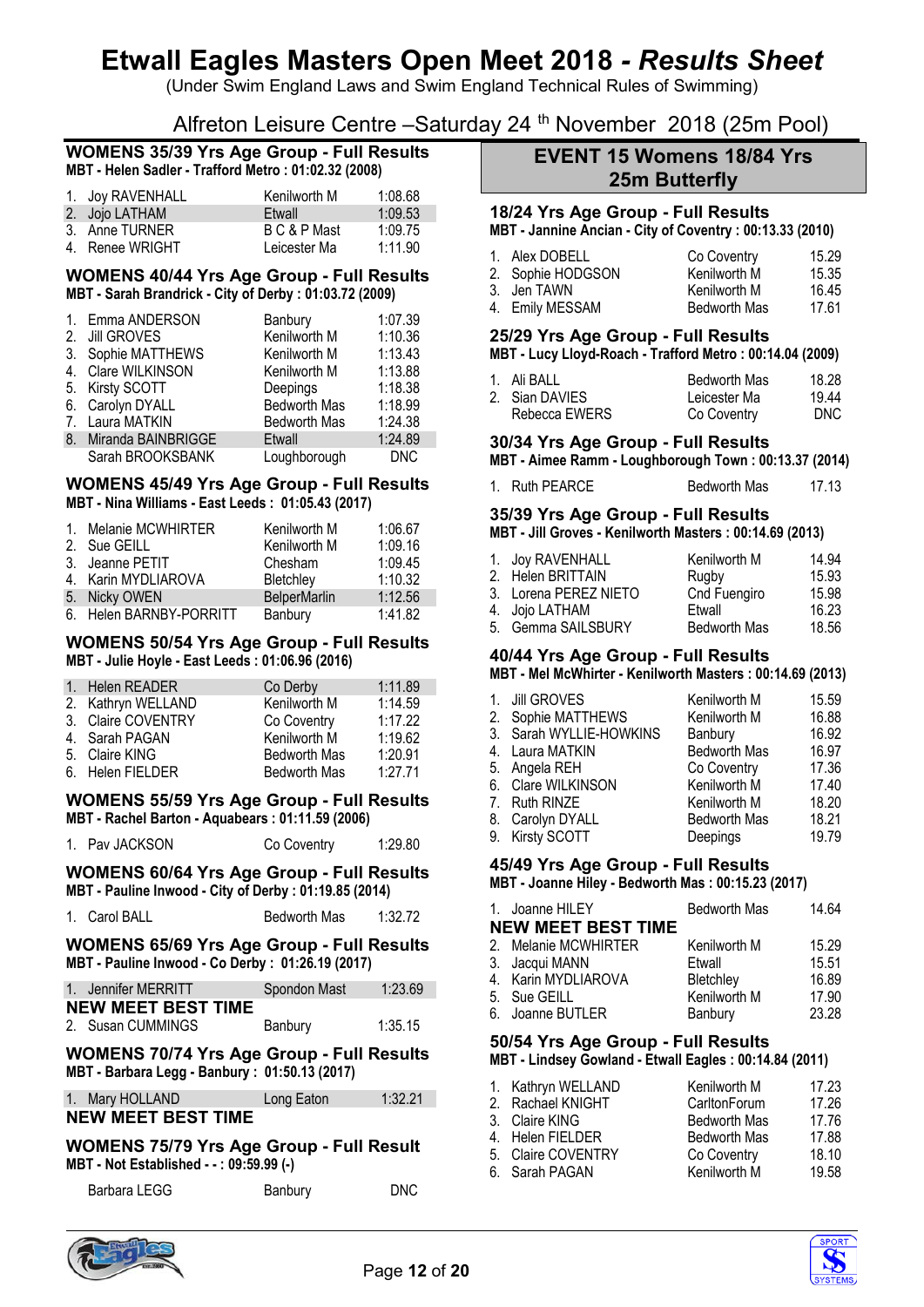# Etwall Eagles Masters Open Meet 2018 - *Results Sheet*

(Under Swim England Laws and Swim England Technical Rules of Swimming)

Alfreton Leisure Centre –Saturday 24 th November 2018 (25m Pool)

### WOMENS 35/39 Yrs Age Group - Full Results

**MBT - Helen Sadler - Trafford Metro : 01:02.32 (2008)**

| | Name | Club | Time |
|---|---|---|---|
| 1. | Joy RAVENHALL | Kenilworth M | 1:08.68 |
| 2. | Jojo LATHAM | Etwall | 1:09.53 |
| 3. | Anne TURNER | B C & P Mast | 1:09.75 |
| 4. | Renee WRIGHT | Leicester Ma | 1:11.90 |

### WOMENS 40/44 Yrs Age Group - Full Results

**MBT - Sarah Brandrick - City of Derby : 01:03.72 (2009)**

| | Name | Club | Time |
|---|---|---|---|
| 1. | Emma ANDERSON | Banbury | 1:07.39 |
| 2. | Jill GROVES | Kenilworth M | 1:10.36 |
| 3. | Sophie MATTHEWS | Kenilworth M | 1:13.43 |
| 4. | Clare WILKINSON | Kenilworth M | 1:13.88 |
| 5. | Kirsty SCOTT | Deepings | 1:18.38 |
| 6. | Carolyn DYALL | Bedworth Mas | 1:18.99 |
| 7. | Laura MATKIN | Bedworth Mas | 1:24.38 |
| 8. | Miranda BAINBRIGGE | Etwall | 1:24.89 |
| | Sarah BROOKSBANK | Loughborough | DNC |

### WOMENS 45/49 Yrs Age Group - Full Results

**MBT - Nina Williams - East Leeds : 01:05.43 (2017)**

| | Name | Club | Time |
|---|---|---|---|
| 1. | Melanie MCWHIRTER | Kenilworth M | 1:06.67 |
| 2. | Sue GEILL | Kenilworth M | 1:09.16 |
| 3. | Jeanne PETIT | Chesham | 1:09.45 |
| 4. | Karin MYDLIAROVA | Bletchley | 1:10.32 |
| 5. | Nicky OWEN | BelperMarlin | 1:12.56 |
| 6. | Helen BARNBY-PORRITT | Banbury | 1:41.82 |

### WOMENS 50/54 Yrs Age Group - Full Results

**MBT - Julie Hoyle - East Leeds : 01:06.96 (2016)**

| | Name | Club | Time |
|---|---|---|---|
| 1. | Helen READER | Co Derby | 1:11.89 |
| 2. | Kathryn WELLAND | Kenilworth M | 1:14.59 |
| 3. | Claire COVENTRY | Co Coventry | 1:17.22 |
| 4. | Sarah PAGAN | Kenilworth M | 1:19.62 |
| 5. | Claire KING | Bedworth Mas | 1:20.91 |
| 6. | Helen FIELDER | Bedworth Mas | 1:27.71 |

### WOMENS 55/59 Yrs Age Group - Full Results

**MBT - Rachel Barton - Aquabears : 01:11.59 (2006)**

| | Name | Club | Time |
|---|---|---|---|
| 1. | Pav JACKSON | Co Coventry | 1:29.80 |

### WOMENS 60/64 Yrs Age Group - Full Results

**MBT - Pauline Inwood - City of Derby : 01:19.85 (2014)**

| | Name | Club | Time |
|---|---|---|---|
| 1. | Carol BALL | Bedworth Mas | 1:32.72 |

### WOMENS 65/69 Yrs Age Group - Full Results

**MBT - Pauline Inwood - Co Derby : 01:26.19 (2017)**

| | Name | Club | Time |
|---|---|---|---|
| 1. | Jennifer MERRITT | Spondon Mast | 1:23.69 |
| | **NEW MEET BEST TIME** | | |
| 2. | Susan CUMMINGS | Banbury | 1:35.15 |

### WOMENS 70/74 Yrs Age Group - Full Results

**MBT - Barbara Legg - Banbury : 01:50.13 (2017)**

| | Name | Club | Time |
|---|---|---|---|
| 1. | Mary HOLLAND | Long Eaton | 1:32.21 |
| | **NEW MEET BEST TIME** | | |

### WOMENS 75/79 Yrs Age Group - Full Result

**MBT - Not Established - - : 09:59.99 (-)**

| | Name | Club | Time |
|---|---|---|---|
| | Barbara LEGG | Banbury | DNC |

## EVENT 15 Womens 18/84 Yrs 25m Butterfly

### 18/24 Yrs Age Group - Full Results

**MBT - Jannine Ancian - City of Coventry : 00:13.33 (2010)**

| | Name | Club | Time |
|---|---|---|---|
| 1. | Alex DOBELL | Co Coventry | 15.29 |
| 2. | Sophie HODGSON | Kenilworth M | 15.35 |
| 3. | Jen TAWN | Kenilworth M | 16.45 |
| 4. | Emily MESSAM | Bedworth Mas | 17.61 |

### 25/29 Yrs Age Group - Full Results

**MBT - Lucy Lloyd-Roach - Trafford Metro : 00:14.04 (2009)**

| | Name | Club | Time |
|---|---|---|---|
| 1. | Ali BALL | Bedworth Mas | 18.28 |
| 2. | Sian DAVIES | Leicester Ma | 19.44 |
| | Rebecca EWERS | Co Coventry | DNC |

### 30/34 Yrs Age Group - Full Results

**MBT - Aimee Ramm - Loughborough Town : 00:13.37 (2014)**

| | Name | Club | Time |
|---|---|---|---|
| 1. | Ruth PEARCE | Bedworth Mas | 17.13 |

### 35/39 Yrs Age Group - Full Results

**MBT - Jill Groves - Kenilworth Masters : 00:14.69 (2013)**

| | Name | Club | Time |
|---|---|---|---|
| 1. | Joy RAVENHALL | Kenilworth M | 14.94 |
| 2. | Helen BRITTAIN | Rugby | 15.93 |
| 3. | Lorena PEREZ NIETO | Cnd Fuengiro | 15.98 |
| 4. | Jojo LATHAM | Etwall | 16.23 |
| 5. | Gemma SAILSBURY | Bedworth Mas | 18.56 |

### 40/44 Yrs Age Group - Full Results

**MBT - Mel McWhirter - Kenilworth Masters : 00:14.69 (2013)**

| | Name | Club | Time |
|---|---|---|---|
| 1. | Jill GROVES | Kenilworth M | 15.59 |
| 2. | Sophie MATTHEWS | Kenilworth M | 16.88 |
| 3. | Sarah WYLLIE-HOWKINS | Banbury | 16.92 |
| 4. | Laura MATKIN | Bedworth Mas | 16.97 |
| 5. | Angela REH | Co Coventry | 17.36 |
| 6. | Clare WILKINSON | Kenilworth M | 17.40 |
| 7. | Ruth RINZE | Kenilworth M | 18.20 |
| 8. | Carolyn DYALL | Bedworth Mas | 18.21 |
| 9. | Kirsty SCOTT | Deepings | 19.79 |

### 45/49 Yrs Age Group - Full Results

**MBT - Joanne Hiley - Bedworth Mas : 00:15.23 (2017)**

| | Name | Club | Time |
|---|---|---|---|
| 1. | Joanne HILEY | Bedworth Mas | 14.64 |
| | **NEW MEET BEST TIME** | | |
| 2. | Melanie MCWHIRTER | Kenilworth M | 15.29 |
| 3. | Jacqui MANN | Etwall | 15.51 |
| 4. | Karin MYDLIAROVA | Bletchley | 16.89 |
| 5. | Sue GEILL | Kenilworth M | 17.90 |
| 6. | Joanne BUTLER | Banbury | 23.28 |

### 50/54 Yrs Age Group - Full Results

**MBT - Lindsey Gowland - Etwall Eagles : 00:14.84 (2011)**

| | Name | Club | Time |
|---|---|---|---|
| 1. | Kathryn WELLAND | Kenilworth M | 17.23 |
| 2. | Rachael KNIGHT | CarltonForum | 17.26 |
| 3. | Claire KING | Bedworth Mas | 17.76 |
| 4. | Helen FIELDER | Bedworth Mas | 17.88 |
| 5. | Claire COVENTRY | Co Coventry | 18.10 |
| 6. | Sarah PAGAN | Kenilworth M | 19.58 |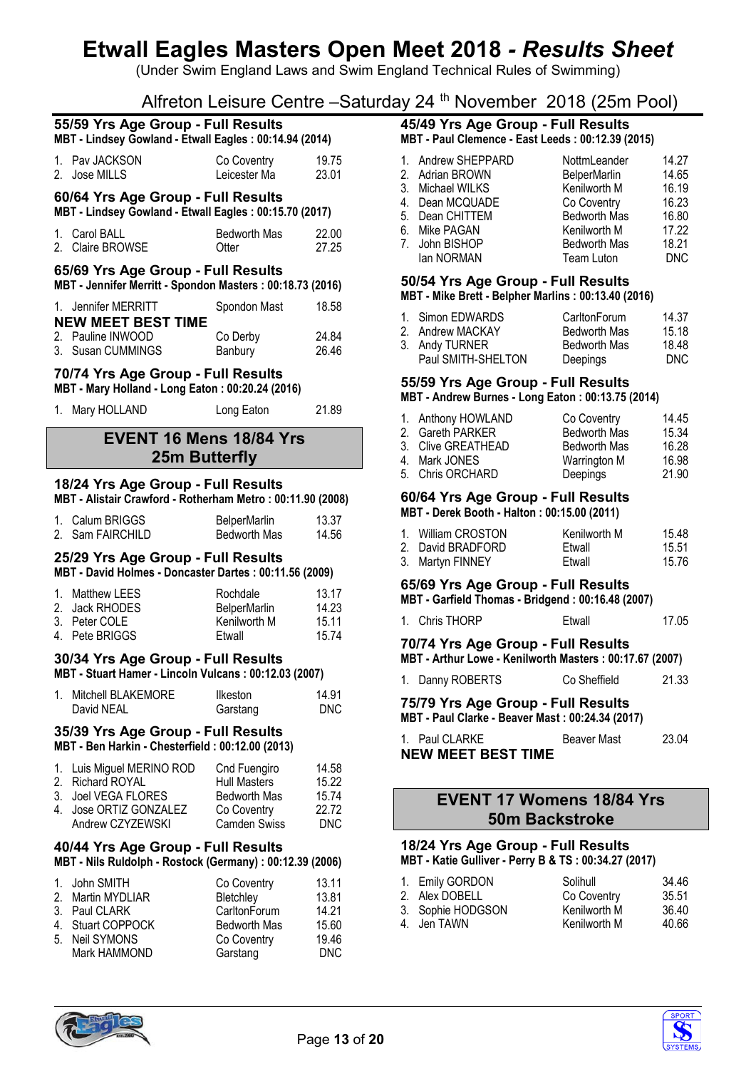# Etwall Eagles Masters Open Meet 2018 - *Results Sheet*

(Under Swim England Laws and Swim England Technical Rules of Swimming)

Alfreton Leisure Centre –Saturday 24 th November 2018 (25m Pool)

### 55/59 Yrs Age Group - Full Results
**MBT - Lindsey Gowland - Etwall Eagles : 00:14.94 (2014)**

| | Name | Club | Time |
|---|---|---|---|
| 1. | Pav JACKSON | Co Coventry | 19.75 |
| 2. | Jose MILLS | Leicester Ma | 23.01 |

### 60/64 Yrs Age Group - Full Results
**MBT - Lindsey Gowland - Etwall Eagles : 00:15.70 (2017)**

| | Name | Club | Time |
|---|---|---|---|
| 1. | Carol BALL | Bedworth Mas | 22.00 |
| 2. | Claire BROWSE | Otter | 27.25 |

### 65/69 Yrs Age Group - Full Results
**MBT - Jennifer Merritt - Spondon Masters : 00:18.73 (2016)**

| | Name | Club | Time |
|---|---|---|---|
| 1. | Jennifer MERRITT | Spondon Mast | 18.58 |
| | **NEW MEET BEST TIME** | | |
| 2. | Pauline INWOOD | Co Derby | 24.84 |
| 3. | Susan CUMMINGS | Banbury | 26.46 |

### 70/74 Yrs Age Group - Full Results
**MBT - Mary Holland - Long Eaton : 00:20.24 (2016)**

| | Name | Club | Time |
|---|---|---|---|
| 1. | Mary HOLLAND | Long Eaton | 21.89 |

## EVENT 16 Mens 18/84 Yrs 25m Butterfly

### 18/24 Yrs Age Group - Full Results
**MBT - Alistair Crawford - Rotherham Metro : 00:11.90 (2008)**

| | Name | Club | Time |
|---|---|---|---|
| 1. | Calum BRIGGS | BelperMarlin | 13.37 |
| 2. | Sam FAIRCHILD | Bedworth Mas | 14.56 |

### 25/29 Yrs Age Group - Full Results
**MBT - David Holmes - Doncaster Dartes : 00:11.56 (2009)**

| | Name | Club | Time |
|---|---|---|---|
| 1. | Matthew LEES | Rochdale | 13.17 |
| 2. | Jack RHODES | BelperMarlin | 14.23 |
| 3. | Peter COLE | Kenilworth M | 15.11 |
| 4. | Pete BRIGGS | Etwall | 15.74 |

### 30/34 Yrs Age Group - Full Results
**MBT - Stuart Hamer - Lincoln Vulcans : 00:12.03 (2007)**

| | Name | Club | Time |
|---|---|---|---|
| 1. | Mitchell BLAKEMORE | Ilkeston | 14.91 |
| | David NEAL | Garstang | DNC |

### 35/39 Yrs Age Group - Full Results
**MBT - Ben Harkin - Chesterfield : 00:12.00 (2013)**

| | Name | Club | Time |
|---|---|---|---|
| 1. | Luis Miguel MERINO ROD | Cnd Fuengiro | 14.58 |
| 2. | Richard ROYAL | Hull Masters | 15.22 |
| 3. | Joel VEGA FLORES | Bedworth Mas | 15.74 |
| 4. | Jose ORTIZ GONZALEZ | Co Coventry | 22.72 |
| | Andrew CZYZEWSKI | Camden Swiss | DNC |

### 40/44 Yrs Age Group - Full Results
**MBT - Nils Ruldolph - Rostock (Germany) : 00:12.39 (2006)**

| | Name | Club | Time |
|---|---|---|---|
| 1. | John SMITH | Co Coventry | 13.11 |
| 2. | Martin MYDLIAR | Bletchley | 13.81 |
| 3. | Paul CLARK | CarltonForum | 14.21 |
| 4. | Stuart COPPOCK | Bedworth Mas | 15.60 |
| 5. | Neil SYMONS | Co Coventry | 19.46 |
| | Mark HAMMOND | Garstang | DNC |

### 45/49 Yrs Age Group - Full Results
**MBT - Paul Clemence - East Leeds : 00:12.39 (2015)**

| | Name | Club | Time |
|---|---|---|---|
| 1. | Andrew SHEPPARD | NottmLeander | 14.27 |
| 2. | Adrian BROWN | BelperMarlin | 14.65 |
| 3. | Michael WILKS | Kenilworth M | 16.19 |
| 4. | Dean MCQUADE | Co Coventry | 16.23 |
| 5. | Dean CHITTEM | Bedworth Mas | 16.80 |
| 6. | Mike PAGAN | Kenilworth M | 17.22 |
| 7. | John BISHOP | Bedworth Mas | 18.21 |
| | Ian NORMAN | Team Luton | DNC |

### 50/54 Yrs Age Group - Full Results
**MBT - Mike Brett - Belpher Marlins : 00:13.40 (2016)**

| | Name | Club | Time |
|---|---|---|---|
| 1. | Simon EDWARDS | CarltonForum | 14.37 |
| 2. | Andrew MACKAY | Bedworth Mas | 15.18 |
| 3. | Andy TURNER | Bedworth Mas | 18.48 |
| | Paul SMITH-SHELTON | Deepings | DNC |

### 55/59 Yrs Age Group - Full Results
**MBT - Andrew Burnes - Long Eaton : 00:13.75 (2014)**

| | Name | Club | Time |
|---|---|---|---|
| 1. | Anthony HOWLAND | Co Coventry | 14.45 |
| 2. | Gareth PARKER | Bedworth Mas | 15.34 |
| 3. | Clive GREATHEAD | Bedworth Mas | 16.28 |
| 4. | Mark JONES | Warrington M | 16.98 |
| 5. | Chris ORCHARD | Deepings | 21.90 |

### 60/64 Yrs Age Group - Full Results
**MBT - Derek Booth - Halton : 00:15.00 (2011)**

| | Name | Club | Time |
|---|---|---|---|
| 1. | William CROSTON | Kenilworth M | 15.48 |
| 2. | David BRADFORD | Etwall | 15.51 |
| 3. | Martyn FINNEY | Etwall | 15.76 |

### 65/69 Yrs Age Group - Full Results
**MBT - Garfield Thomas - Bridgend : 00:16.48 (2007)**

| | Name | Club | Time |
|---|---|---|---|
| 1. | Chris THORP | Etwall | 17.05 |

### 70/74 Yrs Age Group - Full Results
**MBT - Arthur Lowe - Kenilworth Masters : 00:17.67 (2007)**

| | Name | Club | Time |
|---|---|---|---|
| 1. | Danny ROBERTS | Co Sheffield | 21.33 |

### 75/79 Yrs Age Group - Full Results
**MBT - Paul Clarke - Beaver Mast : 00:24.34 (2017)**

| | Name | Club | Time |
|---|---|---|---|
| 1. | Paul CLARKE | Beaver Mast | 23.04 |
| | **NEW MEET BEST TIME** | | |

## EVENT 17 Womens 18/84 Yrs 50m Backstroke

### 18/24 Yrs Age Group - Full Results
**MBT - Katie Gulliver - Perry B & TS : 00:34.27 (2017)**

| | Name | Club | Time |
|---|---|---|---|
| 1. | Emily GORDON | Solihull | 34.46 |
| 2. | Alex DOBELL | Co Coventry | 35.51 |
| 3. | Sophie HODGSON | Kenilworth M | 36.40 |
| 4. | Jen TAWN | Kenilworth M | 40.66 |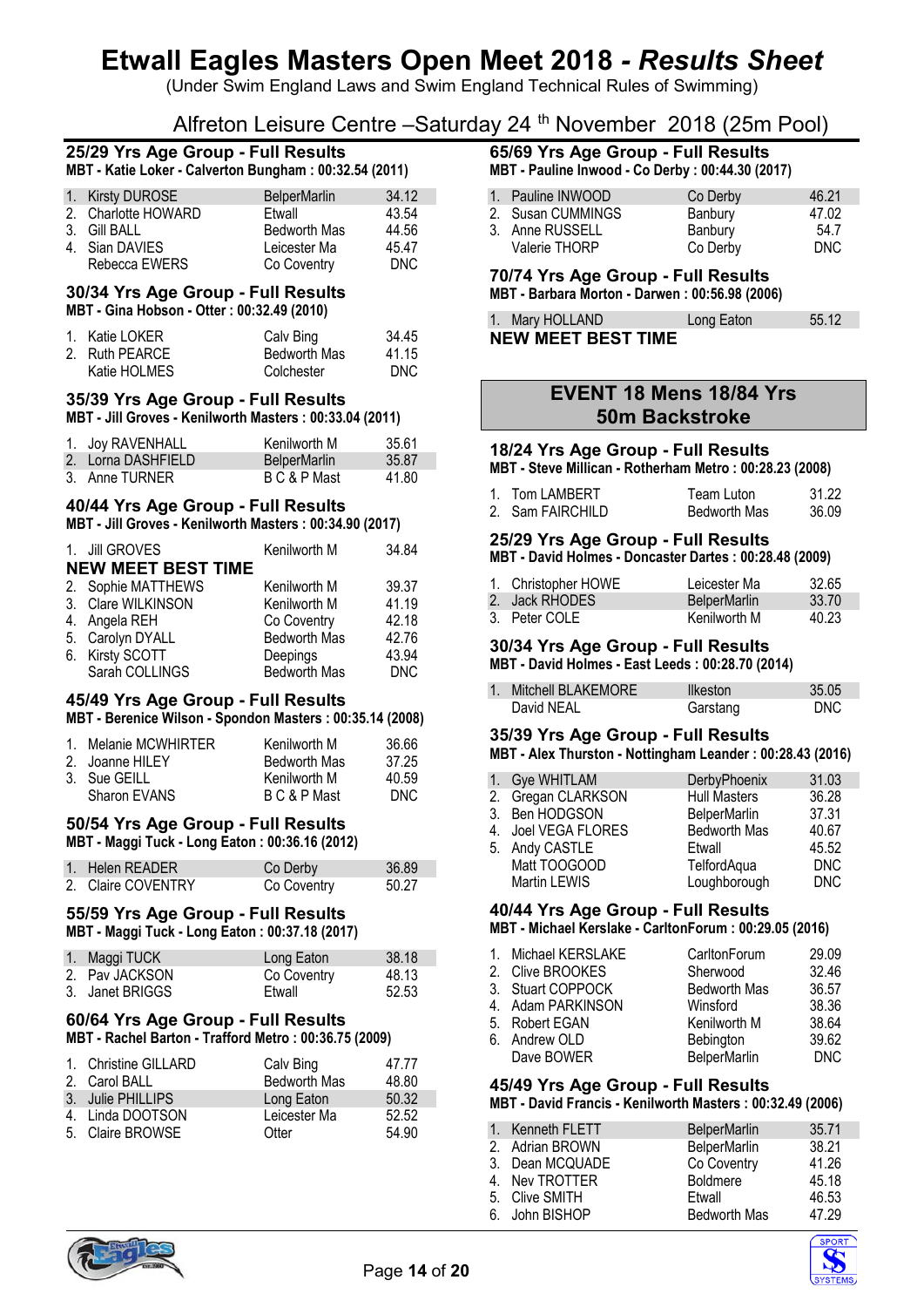# Etwall Eagles Masters Open Meet 2018 - *Results Sheet*

(Under Swim England Laws and Swim England Technical Rules of Swimming)

Alfreton Leisure Centre –Saturday 24 th November 2018 (25m Pool)

### 25/29 Yrs Age Group - Full Results

**MBT - Katie Loker - Calverton Bungham : 00:32.54 (2011)**

| | Name | Club | Time |
|---|---|---|---|
| 1. | Kirsty DUROSE | BelperMarlin | 34.12 |
| 2. | Charlotte HOWARD | Etwall | 43.54 |
| 3. | Gill BALL | Bedworth Mas | 44.56 |
| 4. | Sian DAVIES | Leicester Ma | 45.47 |
| | Rebecca EWERS | Co Coventry | DNC |

### 30/34 Yrs Age Group - Full Results

**MBT - Gina Hobson - Otter : 00:32.49 (2010)**

| | Name | Club | Time |
|---|---|---|---|
| 1. | Katie LOKER | Calv Bing | 34.45 |
| 2. | Ruth PEARCE | Bedworth Mas | 41.15 |
| | Katie HOLMES | Colchester | DNC |

### 35/39 Yrs Age Group - Full Results

**MBT - Jill Groves - Kenilworth Masters : 00:33.04 (2011)**

| | Name | Club | Time |
|---|---|---|---|
| 1. | Joy RAVENHALL | Kenilworth M | 35.61 |
| 2. | Lorna DASHFIELD | BelperMarlin | 35.87 |
| 3. | Anne TURNER | B C & P Mast | 41.80 |

### 40/44 Yrs Age Group - Full Results

**MBT - Jill Groves - Kenilworth Masters : 00:34.90 (2017)**

| | Name | Club | Time |
|---|---|---|---|
| 1. | Jill GROVES | Kenilworth M | 34.84 |
| | **NEW MEET BEST TIME** | | |
| 2. | Sophie MATTHEWS | Kenilworth M | 39.37 |
| 3. | Clare WILKINSON | Kenilworth M | 41.19 |
| 4. | Angela REH | Co Coventry | 42.18 |
| 5. | Carolyn DYALL | Bedworth Mas | 42.76 |
| 6. | Kirsty SCOTT | Deepings | 43.94 |
| | Sarah COLLINGS | Bedworth Mas | DNC |

### 45/49 Yrs Age Group - Full Results

**MBT - Berenice Wilson - Spondon Masters : 00:35.14 (2008)**

| | Name | Club | Time |
|---|---|---|---|
| 1. | Melanie MCWHIRTER | Kenilworth M | 36.66 |
| 2. | Joanne HILEY | Bedworth Mas | 37.25 |
| 3. | Sue GEILL | Kenilworth M | 40.59 |
| | Sharon EVANS | B C & P Mast | DNC |

### 50/54 Yrs Age Group - Full Results

**MBT - Maggi Tuck - Long Eaton : 00:36.16 (2012)**

| | Name | Club | Time |
|---|---|---|---|
| 1. | Helen READER | Co Derby | 36.89 |
| 2. | Claire COVENTRY | Co Coventry | 50.27 |

### 55/59 Yrs Age Group - Full Results

**MBT - Maggi Tuck - Long Eaton : 00:37.18 (2017)**

| | Name | Club | Time |
|---|---|---|---|
| 1. | Maggi TUCK | Long Eaton | 38.18 |
| 2. | Pav JACKSON | Co Coventry | 48.13 |
| 3. | Janet BRIGGS | Etwall | 52.53 |

### 60/64 Yrs Age Group - Full Results

**MBT - Rachel Barton - Trafford Metro : 00:36.75 (2009)**

| | Name | Club | Time |
|---|---|---|---|
| 1. | Christine GILLARD | Calv Bing | 47.77 |
| 2. | Carol BALL | Bedworth Mas | 48.80 |
| 3. | Julie PHILLIPS | Long Eaton | 50.32 |
| 4. | Linda DOOTSON | Leicester Ma | 52.52 |
| 5. | Claire BROWSE | Otter | 54.90 |

### 65/69 Yrs Age Group - Full Results

**MBT - Pauline Inwood - Co Derby : 00:44.30 (2017)**

| | Name | Club | Time |
|---|---|---|---|
| 1. | Pauline INWOOD | Co Derby | 46.21 |
| 2. | Susan CUMMINGS | Banbury | 47.02 |
| 3. | Anne RUSSELL | Banbury | 54.7 |
| | Valerie THORP | Co Derby | DNC |

### 70/74 Yrs Age Group - Full Results

**MBT - Barbara Morton - Darwen : 00:56.98 (2006)**

| | Name | Club | Time |
|---|---|---|---|
| 1. | Mary HOLLAND | Long Eaton | 55.12 |

**NEW MEET BEST TIME**

## EVENT 18 Mens 18/84 Yrs 50m Backstroke

### 18/24 Yrs Age Group - Full Results

**MBT - Steve Millican - Rotherham Metro : 00:28.23 (2008)**

| | Name | Club | Time |
|---|---|---|---|
| 1. | Tom LAMBERT | Team Luton | 31.22 |
| 2. | Sam FAIRCHILD | Bedworth Mas | 36.09 |

### 25/29 Yrs Age Group - Full Results

**MBT - David Holmes - Doncaster Dartes : 00:28.48 (2009)**

| | Name | Club | Time |
|---|---|---|---|
| 1. | Christopher HOWE | Leicester Ma | 32.65 |
| 2. | Jack RHODES | BelperMarlin | 33.70 |
| 3. | Peter COLE | Kenilworth M | 40.23 |

### 30/34 Yrs Age Group - Full Results

**MBT - David Holmes - East Leeds : 00:28.70 (2014)**

| | Name | Club | Time |
|---|---|---|---|
| 1. | Mitchell BLAKEMORE | Ilkeston | 35.05 |
| | David NEAL | Garstang | DNC |

### 35/39 Yrs Age Group - Full Results

**MBT - Alex Thurston - Nottingham Leander : 00:28.43 (2016)**

| | Name | Club | Time |
|---|---|---|---|
| 1. | Gye WHITLAM | DerbyPhoenix | 31.03 |
| 2. | Gregan CLARKSON | Hull Masters | 36.28 |
| 3. | Ben HODGSON | BelperMarlin | 37.31 |
| 4. | Joel VEGA FLORES | Bedworth Mas | 40.67 |
| 5. | Andy CASTLE | Etwall | 45.52 |
| | Matt TOOGOOD | TelfordAqua | DNC |
| | Martin LEWIS | Loughborough | DNC |

### 40/44 Yrs Age Group - Full Results

**MBT - Michael Kerslake - CarltonForum : 00:29.05 (2016)**

| | Name | Club | Time |
|---|---|---|---|
| 1. | Michael KERSLAKE | CarltonForum | 29.09 |
| 2. | Clive BROOKES | Sherwood | 32.46 |
| 3. | Stuart COPPOCK | Bedworth Mas | 36.57 |
| 4. | Adam PARKINSON | Winsford | 38.36 |
| 5. | Robert EGAN | Kenilworth M | 38.64 |
| 6. | Andrew OLD | Bebington | 39.62 |
| | Dave BOWER | BelperMarlin | DNC |

### 45/49 Yrs Age Group - Full Results

**MBT - David Francis - Kenilworth Masters : 00:32.49 (2006)**

| | Name | Club | Time |
|---|---|---|---|
| 1. | Kenneth FLETT | BelperMarlin | 35.71 |
| 2. | Adrian BROWN | BelperMarlin | 38.21 |
| 3. | Dean MCQUADE | Co Coventry | 41.26 |
| 4. | Nev TROTTER | Boldmere | 45.18 |
| 5. | Clive SMITH | Etwall | 46.53 |
| 6. | John BISHOP | Bedworth Mas | 47.29 |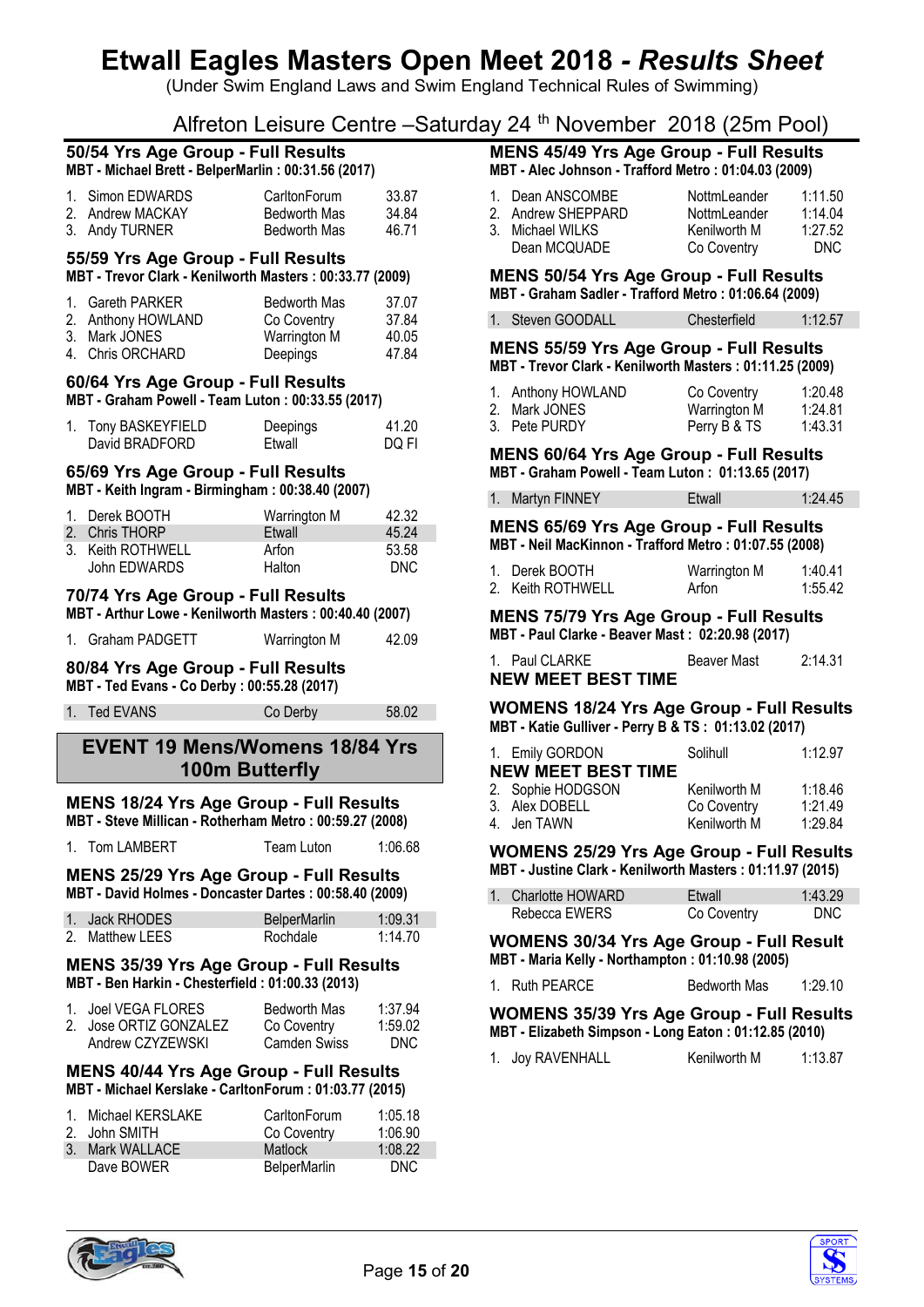# Etwall Eagles Masters Open Meet 2018 - *Results Sheet*

(Under Swim England Laws and Swim England Technical Rules of Swimming)

Alfreton Leisure Centre –Saturday 24 th November 2018 (25m Pool)

### 50/54 Yrs Age Group - Full Results

**MBT - Michael Brett - BelperMarlin : 00:31.56 (2017)**

| | | | |
|---|---|---|---|
| 1. | Simon EDWARDS | CarltonForum | 33.87 |
| 2. | Andrew MACKAY | Bedworth Mas | 34.84 |
| 3. | Andy TURNER | Bedworth Mas | 46.71 |

### 55/59 Yrs Age Group - Full Results

**MBT - Trevor Clark - Kenilworth Masters : 00:33.77 (2009)**

| | | | |
|---|---|---|---|
| 1. | Gareth PARKER | Bedworth Mas | 37.07 |
| 2. | Anthony HOWLAND | Co Coventry | 37.84 |
| 3. | Mark JONES | Warrington M | 40.05 |
| 4. | Chris ORCHARD | Deepings | 47.84 |

### 60/64 Yrs Age Group - Full Results

**MBT - Graham Powell - Team Luton : 00:33.55 (2017)**

| | | | |
|---|---|---|---|
| 1. | Tony BASKEYFIELD | Deepings | 41.20 |
| | David BRADFORD | Etwall | DQ FI |

### 65/69 Yrs Age Group - Full Results

**MBT - Keith Ingram - Birmingham : 00:38.40 (2007)**

| | | | |
|---|---|---|---|
| 1. | Derek BOOTH | Warrington M | 42.32 |
| 2. | Chris THORP | Etwall | 45.24 |
| 3. | Keith ROTHWELL | Arfon | 53.58 |
| | John EDWARDS | Halton | DNC |

### 70/74 Yrs Age Group - Full Results

**MBT - Arthur Lowe - Kenilworth Masters : 00:40.40 (2007)**

| | | | |
|---|---|---|---|
| 1. | Graham PADGETT | Warrington M | 42.09 |

### 80/84 Yrs Age Group - Full Results

**MBT - Ted Evans - Co Derby : 00:55.28 (2017)**

| | | | |
|---|---|---|---|
| 1. | Ted EVANS | Co Derby | 58.02 |

## EVENT 19 Mens/Womens 18/84 Yrs 100m Butterfly

### MENS 18/24 Yrs Age Group - Full Results

**MBT - Steve Millican - Rotherham Metro : 00:59.27 (2008)**

| | | | |
|---|---|---|---|
| 1. | Tom LAMBERT | Team Luton | 1:06.68 |

### MENS 25/29 Yrs Age Group - Full Results

**MBT - David Holmes - Doncaster Dartes : 00:58.40 (2009)**

| | | | |
|---|---|---|---|
| 1. | Jack RHODES | BelperMarlin | 1:09.31 |
| 2. | Matthew LEES | Rochdale | 1:14.70 |

### MENS 35/39 Yrs Age Group - Full Results

**MBT - Ben Harkin - Chesterfield : 01:00.33 (2013)**

| | | | |
|---|---|---|---|
| 1. | Joel VEGA FLORES | Bedworth Mas | 1:37.94 |
| 2. | Jose ORTIZ GONZALEZ | Co Coventry | 1:59.02 |
| | Andrew CZYZEWSKI | Camden Swiss | DNC |

### MENS 40/44 Yrs Age Group - Full Results

**MBT - Michael Kerslake - CarltonForum : 01:03.77 (2015)**

| | | | |
|---|---|---|---|
| 1. | Michael KERSLAKE | CarltonForum | 1:05.18 |
| 2. | John SMITH | Co Coventry | 1:06.90 |
| 3. | Mark WALLACE | Matlock | 1:08.22 |
| | Dave BOWER | BelperMarlin | DNC |

### MENS 45/49 Yrs Age Group - Full Results

**MBT - Alec Johnson - Trafford Metro : 01:04.03 (2009)**

| | | | |
|---|---|---|---|
| 1. | Dean ANSCOMBE | NottmLeander | 1:11.50 |
| 2. | Andrew SHEPPARD | NottmLeander | 1:14.04 |
| 3. | Michael WILKS | Kenilworth M | 1:27.52 |
| | Dean MCQUADE | Co Coventry | DNC |

### MENS 50/54 Yrs Age Group - Full Results

**MBT - Graham Sadler - Trafford Metro : 01:06.64 (2009)**

| | | | |
|---|---|---|---|
| 1. | Steven GOODALL | Chesterfield | 1:12.57 |

### MENS 55/59 Yrs Age Group - Full Results

**MBT - Trevor Clark - Kenilworth Masters : 01:11.25 (2009)**

| | | | |
|---|---|---|---|
| 1. | Anthony HOWLAND | Co Coventry | 1:20.48 |
| 2. | Mark JONES | Warrington M | 1:24.81 |
| 3. | Pete PURDY | Perry B & TS | 1:43.31 |

### MENS 60/64 Yrs Age Group - Full Results

**MBT - Graham Powell - Team Luton : 01:13.65 (2017)**

| | | | |
|---|---|---|---|
| 1. | Martyn FINNEY | Etwall | 1:24.45 |

### MENS 65/69 Yrs Age Group - Full Results

**MBT - Neil MacKinnon - Trafford Metro : 01:07.55 (2008)**

| | | | |
|---|---|---|---|
| 1. | Derek BOOTH | Warrington M | 1:40.41 |
| 2. | Keith ROTHWELL | Arfon | 1:55.42 |

### MENS 75/79 Yrs Age Group - Full Results

**MBT - Paul Clarke - Beaver Mast : 02:20.98 (2017)**

| | | | |
|---|---|---|---|
| 1. | Paul CLARKE | Beaver Mast | 2:14.31 |

**NEW MEET BEST TIME**

### WOMENS 18/24 Yrs Age Group - Full Results

**MBT - Katie Gulliver - Perry B & TS : 01:13.02 (2017)**

| | | | |
|---|---|---|---|
| 1. | Emily GORDON | Solihull | 1:12.97 |
| | **NEW MEET BEST TIME** | | |
| 2. | Sophie HODGSON | Kenilworth M | 1:18.46 |
| 3. | Alex DOBELL | Co Coventry | 1:21.49 |
| 4. | Jen TAWN | Kenilworth M | 1:29.84 |

### WOMENS 25/29 Yrs Age Group - Full Results

**MBT - Justine Clark - Kenilworth Masters : 01:11.97 (2015)**

| | | | |
|---|---|---|---|
| 1. | Charlotte HOWARD | Etwall | 1:43.29 |
| | Rebecca EWERS | Co Coventry | DNC |

### WOMENS 30/34 Yrs Age Group - Full Result

**MBT - Maria Kelly - Northampton : 01:10.98 (2005)**

| | | | |
|---|---|---|---|
| 1. | Ruth PEARCE | Bedworth Mas | 1:29.10 |

### WOMENS 35/39 Yrs Age Group - Full Results

**MBT - Elizabeth Simpson - Long Eaton : 01:12.85 (2010)**

| | | | |
|---|---|---|---|
| 1. | Joy RAVENHALL | Kenilworth M | 1:13.87 |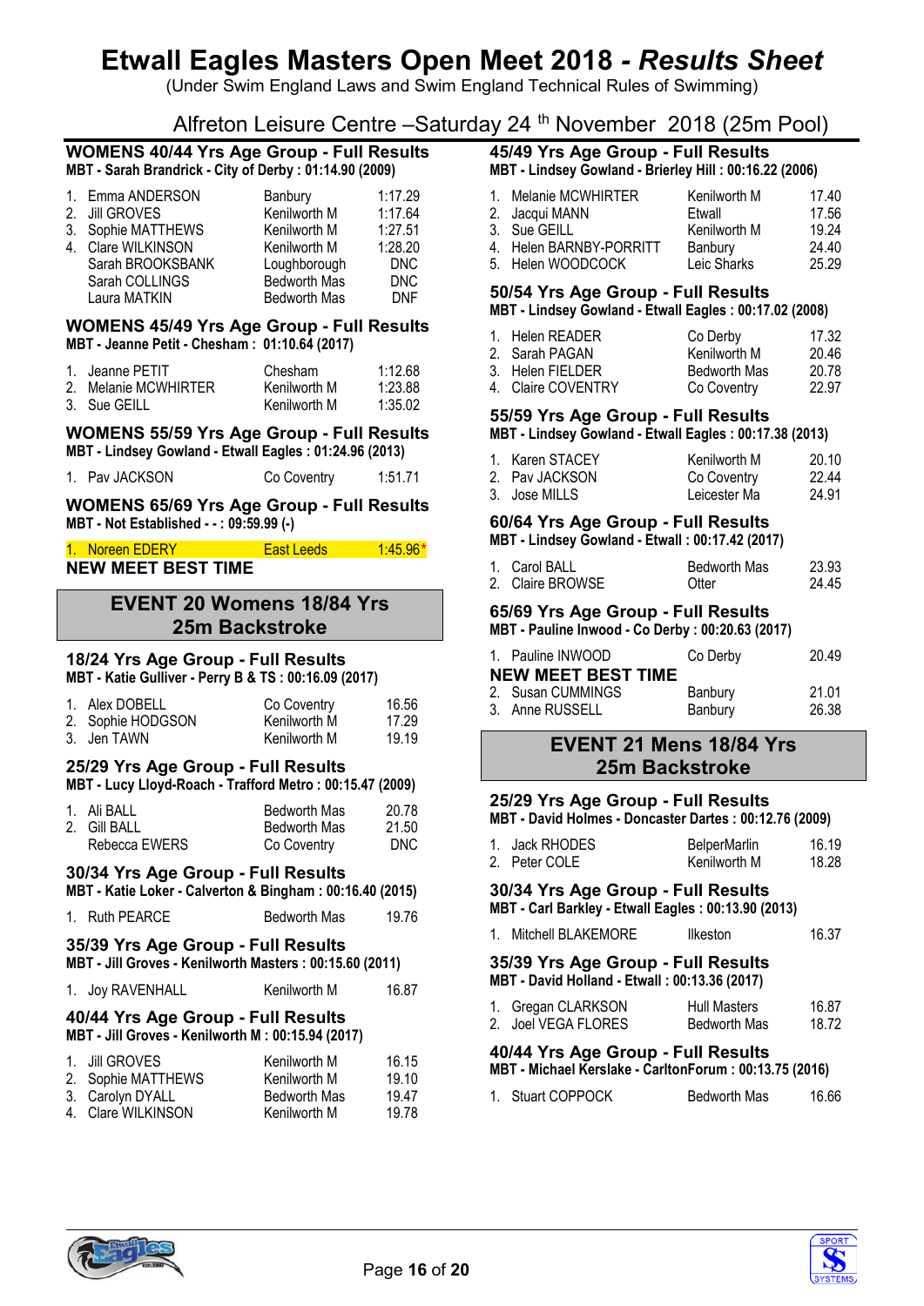# Etwall Eagles Masters Open Meet 2018 - *Results Sheet*

(Under Swim England Laws and Swim England Technical Rules of Swimming)

Alfreton Leisure Centre –Saturday 24 th November 2018 (25m Pool)

### WOMENS 40/44 Yrs Age Group - Full Results

**MBT - Sarah Brandrick - City of Derby : 01:14.90 (2009)**

| | Name | Club | Time |
|---|---|---|---|
| 1. | Emma ANDERSON | Banbury | 1:17.29 |
| 2. | Jill GROVES | Kenilworth M | 1:17.64 |
| 3. | Sophie MATTHEWS | Kenilworth M | 1:27.51 |
| 4. | Clare WILKINSON | Kenilworth M | 1:28.20 |
| | Sarah BROOKSBANK | Loughborough | DNC |
| | Sarah COLLINGS | Bedworth Mas | DNC |
| | Laura MATKIN | Bedworth Mas | DNF |

### WOMENS 45/49 Yrs Age Group - Full Results

**MBT - Jeanne Petit - Chesham : 01:10.64 (2017)**

| | Name | Club | Time |
|---|---|---|---|
| 1. | Jeanne PETIT | Chesham | 1:12.68 |
| 2. | Melanie MCWHIRTER | Kenilworth M | 1:23.88 |
| 3. | Sue GEILL | Kenilworth M | 1:35.02 |

### WOMENS 55/59 Yrs Age Group - Full Results

**MBT - Lindsey Gowland - Etwall Eagles : 01:24.96 (2013)**

| | Name | Club | Time |
|---|---|---|---|
| 1. | Pav JACKSON | Co Coventry | 1:51.71 |

### WOMENS 65/69 Yrs Age Group - Full Results

**MBT - Not Established - - : 09:59.99 (-)**

| | Name | Club | Time |
|---|---|---|---|
| 1. | Noreen EDERY | East Leeds | 1:45.96* |

**NEW MEET BEST TIME**

## EVENT 20 Womens 18/84 Yrs 25m Backstroke

### 18/24 Yrs Age Group - Full Results

**MBT - Katie Gulliver - Perry B & TS : 00:16.09 (2017)**

| | Name | Club | Time |
|---|---|---|---|
| 1. | Alex DOBELL | Co Coventry | 16.56 |
| 2. | Sophie HODGSON | Kenilworth M | 17.29 |
| 3. | Jen TAWN | Kenilworth M | 19.19 |

### 25/29 Yrs Age Group - Full Results

**MBT - Lucy Lloyd-Roach - Trafford Metro : 00:15.47 (2009)**

| | Name | Club | Time |
|---|---|---|---|
| 1. | Ali BALL | Bedworth Mas | 20.78 |
| 2. | Gill BALL | Bedworth Mas | 21.50 |
| | Rebecca EWERS | Co Coventry | DNC |

### 30/34 Yrs Age Group - Full Results

**MBT - Katie Loker - Calverton & Bingham : 00:16.40 (2015)**

| | Name | Club | Time |
|---|---|---|---|
| 1. | Ruth PEARCE | Bedworth Mas | 19.76 |

### 35/39 Yrs Age Group - Full Results

**MBT - Jill Groves - Kenilworth Masters : 00:15.60 (2011)**

| | Name | Club | Time |
|---|---|---|---|
| 1. | Joy RAVENHALL | Kenilworth M | 16.87 |

### 40/44 Yrs Age Group - Full Results

**MBT - Jill Groves - Kenilworth M : 00:15.94 (2017)**

| | Name | Club | Time |
|---|---|---|---|
| 1. | Jill GROVES | Kenilworth M | 16.15 |
| 2. | Sophie MATTHEWS | Kenilworth M | 19.10 |
| 3. | Carolyn DYALL | Bedworth Mas | 19.47 |
| 4. | Clare WILKINSON | Kenilworth M | 19.78 |

### 45/49 Yrs Age Group - Full Results

**MBT - Lindsey Gowland - Brierley Hill : 00:16.22 (2006)**

| | Name | Club | Time |
|---|---|---|---|
| 1. | Melanie MCWHIRTER | Kenilworth M | 17.40 |
| 2. | Jacqui MANN | Etwall | 17.56 |
| 3. | Sue GEILL | Kenilworth M | 19.24 |
| 4. | Helen BARNBY-PORRITT | Banbury | 24.40 |
| 5. | Helen WOODCOCK | Leic Sharks | 25.29 |

### 50/54 Yrs Age Group - Full Results

**MBT - Lindsey Gowland - Etwall Eagles : 00:17.02 (2008)**

| | Name | Club | Time |
|---|---|---|---|
| 1. | Helen READER | Co Derby | 17.32 |
| 2. | Sarah PAGAN | Kenilworth M | 20.46 |
| 3. | Helen FIELDER | Bedworth Mas | 20.78 |
| 4. | Claire COVENTRY | Co Coventry | 22.97 |

### 55/59 Yrs Age Group - Full Results

**MBT - Lindsey Gowland - Etwall Eagles : 00:17.38 (2013)**

| | Name | Club | Time |
|---|---|---|---|
| 1. | Karen STACEY | Kenilworth M | 20.10 |
| 2. | Pav JACKSON | Co Coventry | 22.44 |
| 3. | Jose MILLS | Leicester Ma | 24.91 |

### 60/64 Yrs Age Group - Full Results

**MBT - Lindsey Gowland - Etwall : 00:17.42 (2017)**

| | Name | Club | Time |
|---|---|---|---|
| 1. | Carol BALL | Bedworth Mas | 23.93 |
| 2. | Claire BROWSE | Otter | 24.45 |

### 65/69 Yrs Age Group - Full Results

**MBT - Pauline Inwood - Co Derby : 00:20.63 (2017)**

| | Name | Club | Time |
|---|---|---|---|
| 1. | Pauline INWOOD | Co Derby | 20.49 |

**NEW MEET BEST TIME**

| | Name | Club | Time |
|---|---|---|---|
| 2. | Susan CUMMINGS | Banbury | 21.01 |
| 3. | Anne RUSSELL | Banbury | 26.38 |

## EVENT 21 Mens 18/84 Yrs 25m Backstroke

### 25/29 Yrs Age Group - Full Results

**MBT - David Holmes - Doncaster Dartes : 00:12.76 (2009)**

| | Name | Club | Time |
|---|---|---|---|
| 1. | Jack RHODES | BelperMarlin | 16.19 |
| 2. | Peter COLE | Kenilworth M | 18.28 |

### 30/34 Yrs Age Group - Full Results

**MBT - Carl Barkley - Etwall Eagles : 00:13.90 (2013)**

| | Name | Club | Time |
|---|---|---|---|
| 1. | Mitchell BLAKEMORE | Ilkeston | 16.37 |

### 35/39 Yrs Age Group - Full Results

**MBT - David Holland - Etwall : 00:13.36 (2017)**

| | Name | Club | Time |
|---|---|---|---|
| 1. | Gregan CLARKSON | Hull Masters | 16.87 |
| 2. | Joel VEGA FLORES | Bedworth Mas | 18.72 |

### 40/44 Yrs Age Group - Full Results

**MBT - Michael Kerslake - CarltonForum : 00:13.75 (2016)**

| | Name | Club | Time |
|---|---|---|---|
| 1. | Stuart COPPOCK | Bedworth Mas | 16.66 |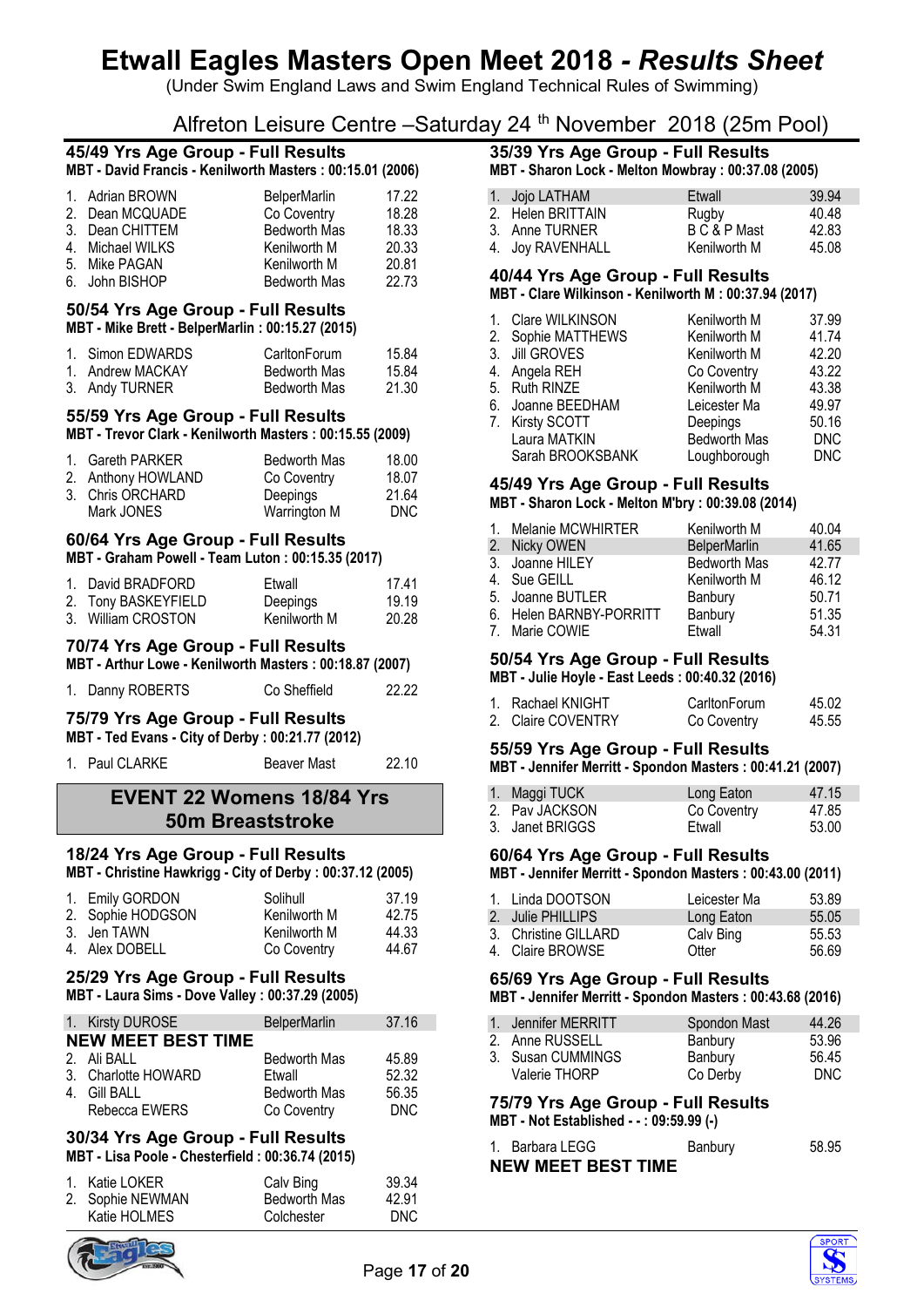# Etwall Eagles Masters Open Meet 2018 - *Results Sheet*

(Under Swim England Laws and Swim England Technical Rules of Swimming)

Alfreton Leisure Centre –Saturday 24 th November 2018 (25m Pool)

### 45/49 Yrs Age Group - Full Results

**MBT - David Francis - Kenilworth Masters : 00:15.01 (2006)**

| | | | |
|---|---|---|---|
| 1. | Adrian BROWN | BelperMarlin | 17.22 |
| 2. | Dean MCQUADE | Co Coventry | 18.28 |
| 3. | Dean CHITTEM | Bedworth Mas | 18.33 |
| 4. | Michael WILKS | Kenilworth M | 20.33 |
| 5. | Mike PAGAN | Kenilworth M | 20.81 |
| 6. | John BISHOP | Bedworth Mas | 22.73 |

### 50/54 Yrs Age Group - Full Results

**MBT - Mike Brett - BelperMarlin : 00:15.27 (2015)**

| | | | |
|---|---|---|---|
| 1. | Simon EDWARDS | CarltonForum | 15.84 |
| 1. | Andrew MACKAY | Bedworth Mas | 15.84 |
| 3. | Andy TURNER | Bedworth Mas | 21.30 |

### 55/59 Yrs Age Group - Full Results

**MBT - Trevor Clark - Kenilworth Masters : 00:15.55 (2009)**

| | | | |
|---|---|---|---|
| 1. | Gareth PARKER | Bedworth Mas | 18.00 |
| 2. | Anthony HOWLAND | Co Coventry | 18.07 |
| 3. | Chris ORCHARD | Deepings | 21.64 |
| | Mark JONES | Warrington M | DNC |

### 60/64 Yrs Age Group - Full Results

**MBT - Graham Powell - Team Luton : 00:15.35 (2017)**

| | | | |
|---|---|---|---|
| 1. | David BRADFORD | Etwall | 17.41 |
| 2. | Tony BASKEYFIELD | Deepings | 19.19 |
| 3. | William CROSTON | Kenilworth M | 20.28 |

### 70/74 Yrs Age Group - Full Results

**MBT - Arthur Lowe - Kenilworth Masters : 00:18.87 (2007)**

| | | | |
|---|---|---|---|
| 1. | Danny ROBERTS | Co Sheffield | 22.22 |

### 75/79 Yrs Age Group - Full Results

**MBT - Ted Evans - City of Derby : 00:21.77 (2012)**

| | | | |
|---|---|---|---|
| 1. | Paul CLARKE | Beaver Mast | 22.10 |

## EVENT 22 Womens 18/84 Yrs 50m Breaststroke

### 18/24 Yrs Age Group - Full Results

**MBT - Christine Hawkrigg - City of Derby : 00:37.12 (2005)**

| | | | |
|---|---|---|---|
| 1. | Emily GORDON | Solihull | 37.19 |
| 2. | Sophie HODGSON | Kenilworth M | 42.75 |
| 3. | Jen TAWN | Kenilworth M | 44.33 |
| 4. | Alex DOBELL | Co Coventry | 44.67 |

### 25/29 Yrs Age Group - Full Results

**MBT - Laura Sims - Dove Valley : 00:37.29 (2005)**

| | | | |
|---|---|---|---|
| 1. | Kirsty DUROSE | BelperMarlin | 37.16 |
| | **NEW MEET BEST TIME** | | |
| 2. | Ali BALL | Bedworth Mas | 45.89 |
| 3. | Charlotte HOWARD | Etwall | 52.32 |
| 4. | Gill BALL | Bedworth Mas | 56.35 |
| | Rebecca EWERS | Co Coventry | DNC |

### 30/34 Yrs Age Group - Full Results

**MBT - Lisa Poole - Chesterfield : 00:36.74 (2015)**

| | | | |
|---|---|---|---|
| 1. | Katie LOKER | Calv Bing | 39.34 |
| 2. | Sophie NEWMAN | Bedworth Mas | 42.91 |
| | Katie HOLMES | Colchester | DNC |

### 35/39 Yrs Age Group - Full Results

**MBT - Sharon Lock - Melton Mowbray : 00:37.08 (2005)**

| | | | |
|---|---|---|---|
| 1. | Jojo LATHAM | Etwall | 39.94 |
| 2. | Helen BRITTAIN | Rugby | 40.48 |
| 3. | Anne TURNER | B C & P Mast | 42.83 |
| 4. | Joy RAVENHALL | Kenilworth M | 45.08 |

### 40/44 Yrs Age Group - Full Results

**MBT - Clare Wilkinson - Kenilworth M : 00:37.94 (2017)**

| | | | |
|---|---|---|---|
| 1. | Clare WILKINSON | Kenilworth M | 37.99 |
| 2. | Sophie MATTHEWS | Kenilworth M | 41.74 |
| 3. | Jill GROVES | Kenilworth M | 42.20 |
| 4. | Angela REH | Co Coventry | 43.22 |
| 5. | Ruth RINZE | Kenilworth M | 43.38 |
| 6. | Joanne BEEDHAM | Leicester Ma | 49.97 |
| 7. | Kirsty SCOTT | Deepings | 50.16 |
| | Laura MATKIN | Bedworth Mas | DNC |
| | Sarah BROOKSBANK | Loughborough | DNC |

### 45/49 Yrs Age Group - Full Results

**MBT - Sharon Lock - Melton M'bry : 00:39.08 (2014)**

| | | | |
|---|---|---|---|
| 1. | Melanie MCWHIRTER | Kenilworth M | 40.04 |
| 2. | Nicky OWEN | BelperMarlin | 41.65 |
| 3. | Joanne HILEY | Bedworth Mas | 42.77 |
| 4. | Sue GEILL | Kenilworth M | 46.12 |
| 5. | Joanne BUTLER | Banbury | 50.71 |
| 6. | Helen BARNBY-PORRITT | Banbury | 51.35 |
| 7. | Marie COWIE | Etwall | 54.31 |

### 50/54 Yrs Age Group - Full Results

**MBT - Julie Hoyle - East Leeds : 00:40.32 (2016)**

| | | | |
|---|---|---|---|
| 1. | Rachael KNIGHT | CarltonForum | 45.02 |
| 2. | Claire COVENTRY | Co Coventry | 45.55 |

### 55/59 Yrs Age Group - Full Results

**MBT - Jennifer Merritt - Spondon Masters : 00:41.21 (2007)**

| | | | |
|---|---|---|---|
| 1. | Maggi TUCK | Long Eaton | 47.15 |
| 2. | Pav JACKSON | Co Coventry | 47.85 |
| 3. | Janet BRIGGS | Etwall | 53.00 |

### 60/64 Yrs Age Group - Full Results

**MBT - Jennifer Merritt - Spondon Masters : 00:43.00 (2011)**

| | | | |
|---|---|---|---|
| 1. | Linda DOOTSON | Leicester Ma | 53.89 |
| 2. | Julie PHILLIPS | Long Eaton | 55.05 |
| 3. | Christine GILLARD | Calv Bing | 55.53 |
| 4. | Claire BROWSE | Otter | 56.69 |

### 65/69 Yrs Age Group - Full Results

**MBT - Jennifer Merritt - Spondon Masters : 00:43.68 (2016)**

| | | | |
|---|---|---|---|
| 1. | Jennifer MERRITT | Spondon Mast | 44.26 |
| 2. | Anne RUSSELL | Banbury | 53.96 |
| 3. | Susan CUMMINGS | Banbury | 56.45 |
| | Valerie THORP | Co Derby | DNC |

### 75/79 Yrs Age Group - Full Results

**MBT - Not Established - - : 09:59.99 (-)**

| | | | |
|---|---|---|---|
| 1. | Barbara LEGG | Banbury | 58.95 |
| | **NEW MEET BEST TIME** | | |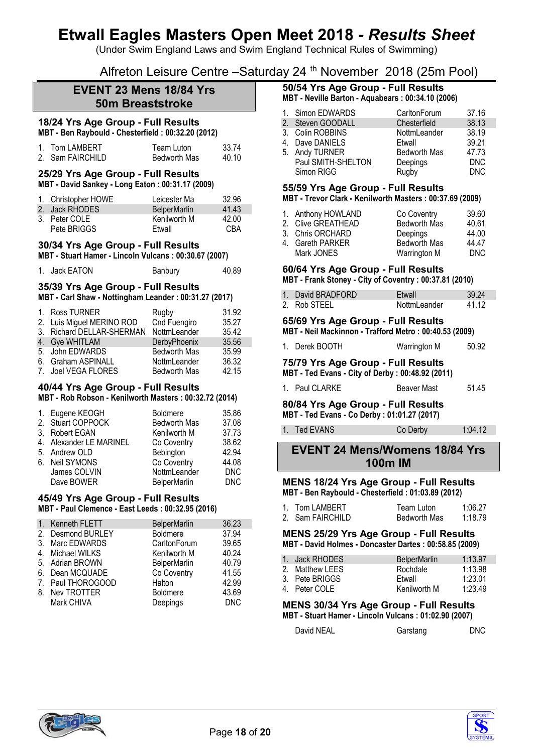# Etwall Eagles Masters Open Meet 2018 - *Results Sheet*

(Under Swim England Laws and Swim England Technical Rules of Swimming)

Alfreton Leisure Centre –Saturday 24 th November 2018 (25m Pool)

## EVENT 23 Mens 18/84 Yrs 50m Breaststroke

### 18/24 Yrs Age Group - Full Results
**MBT - Ben Raybould - Chesterfield : 00:32.20 (2012)**

| | | | |
|---|---|---|---|
| 1. | Tom LAMBERT | Team Luton | 33.74 |
| 2. | Sam FAIRCHILD | Bedworth Mas | 40.10 |

### 25/29 Yrs Age Group - Full Results
**MBT - David Sankey - Long Eaton : 00:31.17 (2009)**

| | | | |
|---|---|---|---|
| 1. | Christopher HOWE | Leicester Ma | 32.96 |
| 2. | Jack RHODES | BelperMarlin | 41.43 |
| 3. | Peter COLE | Kenilworth M | 42.00 |
| | Pete BRIGGS | Etwall | CBA |

### 30/34 Yrs Age Group - Full Results
**MBT - Stuart Hamer - Lincoln Vulcans : 00:30.67 (2007)**

| | | | |
|---|---|---|---|
| 1. | Jack EATON | Banbury | 40.89 |

### 35/39 Yrs Age Group - Full Results
**MBT - Carl Shaw - Nottingham Leander : 00:31.27 (2017)**

| | | | |
|---|---|---|---|
| 1. | Ross TURNER | Rugby | 31.92 |
| 2. | Luis Miguel MERINO ROD | Cnd Fuengiro | 35.27 |
| 3. | Richard DELLAR-SHERMAN | NottmLeander | 35.42 |
| 4. | Gye WHITLAM | DerbyPhoenix | 35.56 |
| 5. | John EDWARDS | Bedworth Mas | 35.99 |
| 6. | Graham ASPINALL | NottmLeander | 36.32 |
| 7. | Joel VEGA FLORES | Bedworth Mas | 42.15 |

### 40/44 Yrs Age Group - Full Results
**MBT - Rob Robson - Kenilworth Masters : 00:32.72 (2014)**

| | | | |
|---|---|---|---|
| 1. | Eugene KEOGH | Boldmere | 35.86 |
| 2. | Stuart COPPOCK | Bedworth Mas | 37.08 |
| 3. | Robert EGAN | Kenilworth M | 37.73 |
| 4. | Alexander LE MARINEL | Co Coventry | 38.62 |
| 5. | Andrew OLD | Bebington | 42.94 |
| 6. | Neil SYMONS | Co Coventry | 44.08 |
| | James COLVIN | NottmLeander | DNC |
| | Dave BOWER | BelperMarlin | DNC |

### 45/49 Yrs Age Group - Full Results
**MBT - Paul Clemence - East Leeds : 00:32.95 (2016)**

| | | | |
|---|---|---|---|
| 1. | Kenneth FLETT | BelperMarlin | 36.23 |
| 2. | Desmond BURLEY | Boldmere | 37.94 |
| 3. | Marc EDWARDS | CarltonForum | 39.65 |
| 4. | Michael WILKS | Kenilworth M | 40.24 |
| 5. | Adrian BROWN | BelperMarlin | 40.79 |
| 6. | Dean MCQUADE | Co Coventry | 41.55 |
| 7. | Paul THOROGOOD | Halton | 42.99 |
| 8. | Nev TROTTER | Boldmere | 43.69 |
| | Mark CHIVA | Deepings | DNC |

### 50/54 Yrs Age Group - Full Results
**MBT - Neville Barton - Aquabears : 00:34.10 (2006)**

| | | | |
|---|---|---|---|
| 1. | Simon EDWARDS | CarltonForum | 37.16 |
| 2. | Steven GOODALL | Chesterfield | 38.13 |
| 3. | Colin ROBBINS | NottmLeander | 38.19 |
| 4. | Dave DANIELS | Etwall | 39.21 |
| 5. | Andy TURNER | Bedworth Mas | 47.73 |
| | Paul SMITH-SHELTON | Deepings | DNC |
| | Simon RIGG | Rugby | DNC |

### 55/59 Yrs Age Group - Full Results
**MBT - Trevor Clark - Kenilworth Masters : 00:37.69 (2009)**

| | | | |
|---|---|---|---|
| 1. | Anthony HOWLAND | Co Coventry | 39.60 |
| 2. | Clive GREATHEAD | Bedworth Mas | 40.61 |
| 3. | Chris ORCHARD | Deepings | 44.00 |
| 4. | Gareth PARKER | Bedworth Mas | 44.47 |
| | Mark JONES | Warrington M | DNC |

### 60/64 Yrs Age Group - Full Results
**MBT - Frank Stoney - City of Coventry : 00:37.81 (2010)**

| | | | |
|---|---|---|---|
| 1. | David BRADFORD | Etwall | 39.24 |
| 2. | Rob STEEL | NottmLeander | 41.12 |

### 65/69 Yrs Age Group - Full Results
**MBT - Neil Mackinnon - Trafford Metro : 00:40.53 (2009)**

| | | | |
|---|---|---|---|
| 1. | Derek BOOTH | Warrington M | 50.92 |

### 75/79 Yrs Age Group - Full Results
**MBT - Ted Evans - City of Derby : 00:48.92 (2011)**

| | | | |
|---|---|---|---|
| 1. | Paul CLARKE | Beaver Mast | 51.45 |

### 80/84 Yrs Age Group - Full Results
**MBT - Ted Evans - Co Derby : 01:01.27 (2017)**

| | | | |
|---|---|---|---|
| 1. | Ted EVANS | Co Derby | 1:04.12 |

## EVENT 24 Mens/Womens 18/84 Yrs 100m IM

### MENS 18/24 Yrs Age Group - Full Results
**MBT - Ben Raybould - Chesterfield : 01:03.89 (2012)**

| | | | |
|---|---|---|---|
| 1. | Tom LAMBERT | Team Luton | 1:06.27 |
| 2. | Sam FAIRCHILD | Bedworth Mas | 1:18.79 |

### MENS 25/29 Yrs Age Group - Full Results
**MBT - David Holmes - Doncaster Dartes : 00:58.85 (2009)**

| | | | |
|---|---|---|---|
| 1. | Jack RHODES | BelperMarlin | 1:13.97 |
| 2. | Matthew LEES | Rochdale | 1:13.98 |
| 3. | Pete BRIGGS | Etwall | 1:23.01 |
| 4. | Peter COLE | Kenilworth M | 1:23.49 |

### MENS 30/34 Yrs Age Group - Full Results
**MBT - Stuart Hamer - Lincoln Vulcans : 01:02.90 (2007)**

| | | | |
|---|---|---|---|
| | David NEAL | Garstang | DNC |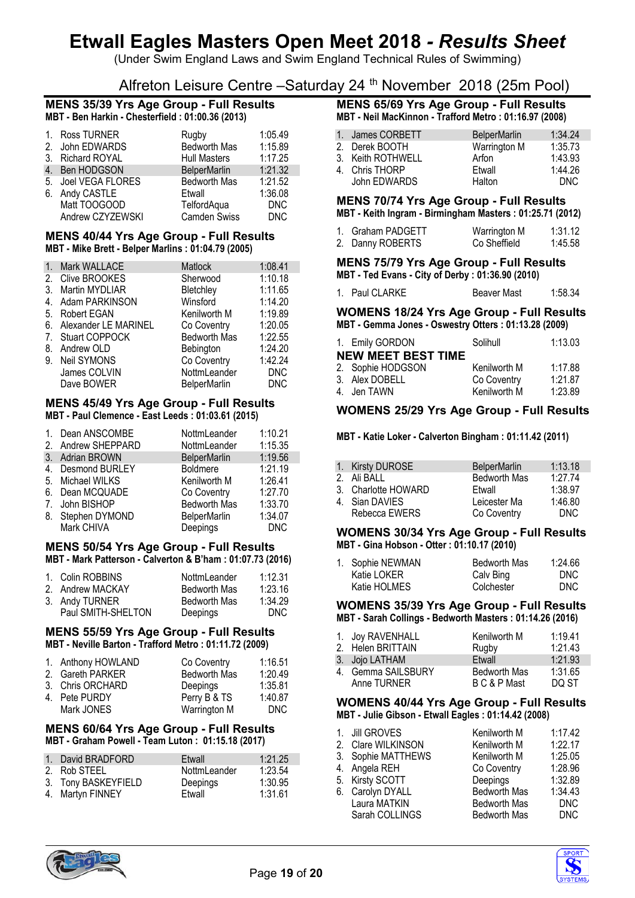# Etwall Eagles Masters Open Meet 2018 - *Results Sheet*

(Under Swim England Laws and Swim England Technical Rules of Swimming)

Alfreton Leisure Centre –Saturday 24 th November 2018 (25m Pool)

## MENS 35/39 Yrs Age Group - Full Results

**MBT - Ben Harkin - Chesterfield : 01:00.36 (2013)**

| | Name | Club | Time |
|---|---|---|---|
| 1. | Ross TURNER | Rugby | 1:05.49 |
| 2. | John EDWARDS | Bedworth Mas | 1:15.89 |
| 3. | Richard ROYAL | Hull Masters | 1:17.25 |
| 4. | Ben HODGSON | BelperMarlin | 1:21.32 |
| 5. | Joel VEGA FLORES | Bedworth Mas | 1:21.52 |
| 6. | Andy CASTLE | Etwall | 1:36.08 |
| | Matt TOOGOOD | TelfordAqua | DNC |
| | Andrew CZYZEWSKI | Camden Swiss | DNC |

## MENS 40/44 Yrs Age Group - Full Results

**MBT - Mike Brett - Belper Marlins : 01:04.79 (2005)**

| | Name | Club | Time |
|---|---|---|---|
| 1. | Mark WALLACE | Matlock | 1:08.41 |
| 2. | Clive BROOKES | Sherwood | 1:10.18 |
| 3. | Martin MYDLIAR | Bletchley | 1:11.65 |
| 4. | Adam PARKINSON | Winsford | 1:14.20 |
| 5. | Robert EGAN | Kenilworth M | 1:19.89 |
| 6. | Alexander LE MARINEL | Co Coventry | 1:20.05 |
| 7. | Stuart COPPOCK | Bedworth Mas | 1:22.55 |
| 8. | Andrew OLD | Bebington | 1:24.20 |
| 9. | Neil SYMONS | Co Coventry | 1:42.24 |
| | James COLVIN | NottmLeander | DNC |
| | Dave BOWER | BelperMarlin | DNC |

## MENS 45/49 Yrs Age Group - Full Results

**MBT - Paul Clemence - East Leeds : 01:03.61 (2015)**

| | Name | Club | Time |
|---|---|---|---|
| 1. | Dean ANSCOMBE | NottmLeander | 1:10.21 |
| 2. | Andrew SHEPPARD | NottmLeander | 1:15.35 |
| 3. | Adrian BROWN | BelperMarlin | 1:19.56 |
| 4. | Desmond BURLEY | Boldmere | 1:21.19 |
| 5. | Michael WILKS | Kenilworth M | 1:26.41 |
| 6. | Dean MCQUADE | Co Coventry | 1:27.70 |
| 7. | John BISHOP | Bedworth Mas | 1:33.70 |
| 8. | Stephen DYMOND | BelperMarlin | 1:34.07 |
| | Mark CHIVA | Deepings | DNC |

## MENS 50/54 Yrs Age Group - Full Results

**MBT - Mark Patterson - Calverton & B'ham : 01:07.73 (2016)**

| | Name | Club | Time |
|---|---|---|---|
| 1. | Colin ROBBINS | NottmLeander | 1:12.31 |
| 2. | Andrew MACKAY | Bedworth Mas | 1:23.16 |
| 3. | Andy TURNER | Bedworth Mas | 1:34.29 |
| | Paul SMITH-SHELTON | Deepings | DNC |

## MENS 55/59 Yrs Age Group - Full Results

**MBT - Neville Barton - Trafford Metro : 01:11.72 (2009)**

| | Name | Club | Time |
|---|---|---|---|
| 1. | Anthony HOWLAND | Co Coventry | 1:16.51 |
| 2. | Gareth PARKER | Bedworth Mas | 1:20.49 |
| 3. | Chris ORCHARD | Deepings | 1:35.81 |
| 4. | Pete PURDY | Perry B & TS | 1:40.87 |
| | Mark JONES | Warrington M | DNC |

## MENS 60/64 Yrs Age Group - Full Results

**MBT - Graham Powell - Team Luton : 01:15.18 (2017)**

| | Name | Club | Time |
|---|---|---|---|
| 1. | David BRADFORD | Etwall | 1:21.25 |
| 2. | Rob STEEL | NottmLeander | 1:23.54 |
| 3. | Tony BASKEYFIELD | Deepings | 1:30.95 |
| 4. | Martyn FINNEY | Etwall | 1:31.61 |

## MENS 65/69 Yrs Age Group - Full Results

**MBT - Neil MacKinnon - Trafford Metro : 01:16.97 (2008)**

| | Name | Club | Time |
|---|---|---|---|
| 1. | James CORBETT | BelperMarlin | 1:34.24 |
| 2. | Derek BOOTH | Warrington M | 1:35.73 |
| 3. | Keith ROTHWELL | Arfon | 1:43.93 |
| 4. | Chris THORP | Etwall | 1:44.26 |
| | John EDWARDS | Halton | DNC |

## MENS 70/74 Yrs Age Group - Full Results

**MBT - Keith Ingram - Birmingham Masters : 01:25.71 (2012)**

| | Name | Club | Time |
|---|---|---|---|
| 1. | Graham PADGETT | Warrington M | 1:31.12 |
| 2. | Danny ROBERTS | Co Sheffield | 1:45.58 |

## MENS 75/79 Yrs Age Group - Full Results

**MBT - Ted Evans - City of Derby : 01:36.90 (2010)**

| | Name | Club | Time |
|---|---|---|---|
| 1. | Paul CLARKE | Beaver Mast | 1:58.34 |

## WOMENS 18/24 Yrs Age Group - Full Results

**MBT - Gemma Jones - Oswestry Otters : 01:13.28 (2009)**

| | Name | Club | Time |
|---|---|---|---|
| 1. | Emily GORDON | Solihull | 1:13.03 |

**NEW MEET BEST TIME**

| | Name | Club | Time |
|---|---|---|---|
| 2. | Sophie HODGSON | Kenilworth M | 1:17.88 |
| 3. | Alex DOBELL | Co Coventry | 1:21.87 |
| 4. | Jen TAWN | Kenilworth M | 1:23.89 |

## WOMENS 25/29 Yrs Age Group - Full Results

**MBT - Katie Loker - Calverton Bingham : 01:11.42 (2011)**

| | Name | Club | Time |
|---|---|---|---|
| 1. | Kirsty DUROSE | BelperMarlin | 1:13.18 |
| 2. | Ali BALL | Bedworth Mas | 1:27.74 |
| 3. | Charlotte HOWARD | Etwall | 1:38.97 |
| 4. | Sian DAVIES | Leicester Ma | 1:46.80 |
| | Rebecca EWERS | Co Coventry | DNC |

## WOMENS 30/34 Yrs Age Group - Full Results

**MBT - Gina Hobson - Otter : 01:10.17 (2010)**

| | Name | Club | Time |
|---|---|---|---|
| 1. | Sophie NEWMAN | Bedworth Mas | 1:24.66 |
| | Katie LOKER | Calv Bing | DNC |
| | Katie HOLMES | Colchester | DNC |

## WOMENS 35/39 Yrs Age Group - Full Results

**MBT - Sarah Collings - Bedworth Masters : 01:14.26 (2016)**

| | Name | Club | Time |
|---|---|---|---|
| 1. | Joy RAVENHALL | Kenilworth M | 1:19.41 |
| 2. | Helen BRITTAIN | Rugby | 1:21.43 |
| 3. | Jojo LATHAM | Etwall | 1:21.93 |
| 4. | Gemma SAILSBURY | Bedworth Mas | 1:31.65 |
| | Anne TURNER | B C & P Mast | DQ ST |

## WOMENS 40/44 Yrs Age Group - Full Results

**MBT - Julie Gibson - Etwall Eagles : 01:14.42 (2008)**

| | Name | Club | Time |
|---|---|---|---|
| 1. | Jill GROVES | Kenilworth M | 1:17.42 |
| 2. | Clare WILKINSON | Kenilworth M | 1:22.17 |
| 3. | Sophie MATTHEWS | Kenilworth M | 1:25.05 |
| 4. | Angela REH | Co Coventry | 1:28.96 |
| 5. | Kirsty SCOTT | Deepings | 1:32.89 |
| 6. | Carolyn DYALL | Bedworth Mas | 1:34.43 |
| | Laura MATKIN | Bedworth Mas | DNC |
| | Sarah COLLINGS | Bedworth Mas | DNC |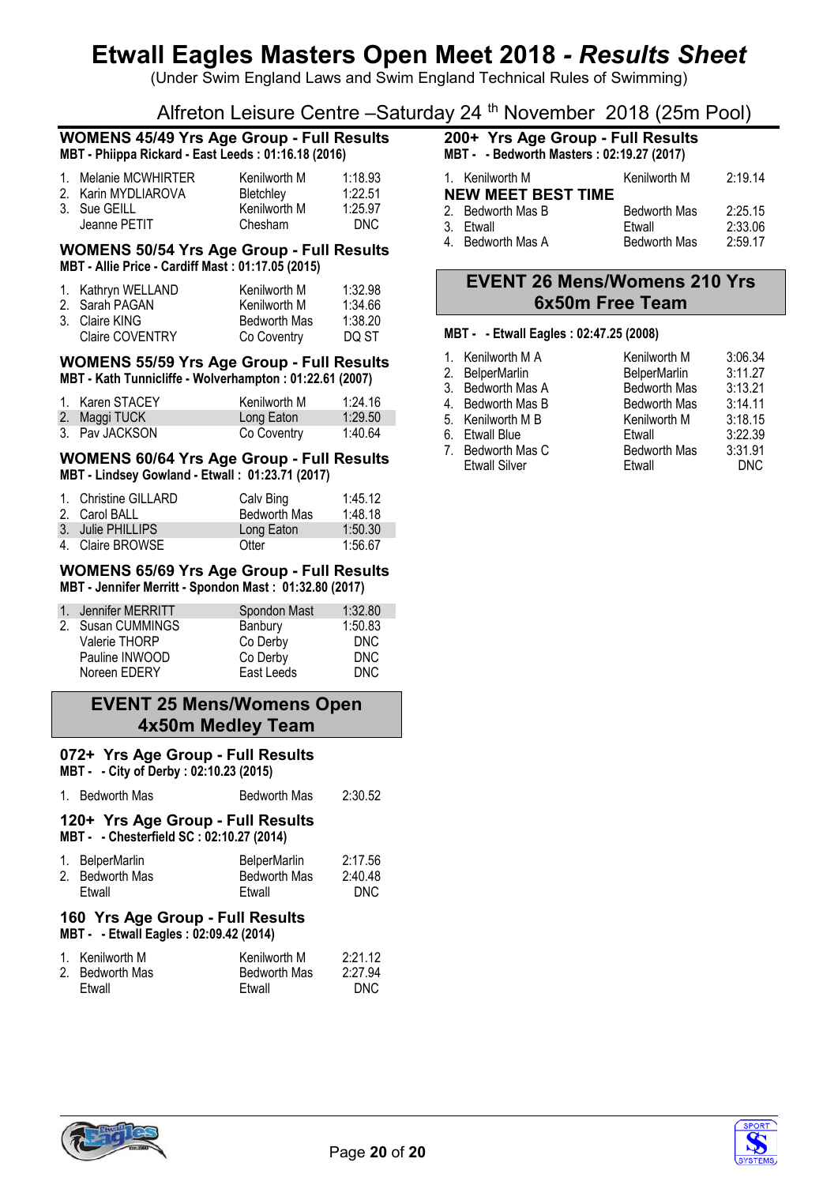# Etwall Eagles Masters Open Meet 2018 - *Results Sheet*

(Under Swim England Laws and Swim England Technical Rules of Swimming)

Alfreton Leisure Centre –Saturday 24 th November 2018 (25m Pool)

### WOMENS 45/49 Yrs Age Group - Full Results

**MBT - Phiippa Rickard - East Leeds : 01:16.18 (2016)**

| | | | |
|---|---|---|---|
| 1. | Melanie MCWHIRTER | Kenilworth M | 1:18.93 |
| 2. | Karin MYDLIAROVA | Bletchley | 1:22.51 |
| 3. | Sue GEILL | Kenilworth M | 1:25.97 |
| | Jeanne PETIT | Chesham | DNC |

### WOMENS 50/54 Yrs Age Group - Full Results

**MBT - Allie Price - Cardiff Mast : 01:17.05 (2015)**

| | | | |
|---|---|---|---|
| 1. | Kathryn WELLAND | Kenilworth M | 1:32.98 |
| 2. | Sarah PAGAN | Kenilworth M | 1:34.66 |
| 3. | Claire KING | Bedworth Mas | 1:38.20 |
| | Claire COVENTRY | Co Coventry | DQ ST |

### WOMENS 55/59 Yrs Age Group - Full Results

**MBT - Kath Tunnicliffe - Wolverhampton : 01:22.61 (2007)**

| | | | |
|---|---|---|---|
| 1. | Karen STACEY | Kenilworth M | 1:24.16 |
| 2. | Maggi TUCK | Long Eaton | 1:29.50 |
| 3. | Pav JACKSON | Co Coventry | 1:40.64 |

### WOMENS 60/64 Yrs Age Group - Full Results

**MBT - Lindsey Gowland - Etwall : 01:23.71 (2017)**

| | | | |
|---|---|---|---|
| 1. | Christine GILLARD | Calv Bing | 1:45.12 |
| 2. | Carol BALL | Bedworth Mas | 1:48.18 |
| 3. | Julie PHILLIPS | Long Eaton | 1:50.30 |
| 4. | Claire BROWSE | Otter | 1:56.67 |

### WOMENS 65/69 Yrs Age Group - Full Results

**MBT - Jennifer Merritt - Spondon Mast : 01:32.80 (2017)**

| | | | |
|---|---|---|---|
| 1. | Jennifer MERRITT | Spondon Mast | 1:32.80 |
| 2. | Susan CUMMINGS | Banbury | 1:50.83 |
| | Valerie THORP | Co Derby | DNC |
| | Pauline INWOOD | Co Derby | DNC |
| | Noreen EDERY | East Leeds | DNC |

## EVENT 25 Mens/Womens Open 4x50m Medley Team

### 072+ Yrs Age Group - Full Results

**MBT - - City of Derby : 02:10.23 (2015)**

| | | | |
|---|---|---|---|
| 1. | Bedworth Mas | Bedworth Mas | 2:30.52 |

### 120+ Yrs Age Group - Full Results

**MBT - - Chesterfield SC : 02:10.27 (2014)**

| | | | |
|---|---|---|---|
| 1. | BelperMarlin | BelperMarlin | 2:17.56 |
| 2. | Bedworth Mas | Bedworth Mas | 2:40.48 |
| | Etwall | Etwall | DNC |

### 160 Yrs Age Group - Full Results

**MBT - - Etwall Eagles : 02:09.42 (2014)**

| | | | |
|---|---|---|---|
| 1. | Kenilworth M | Kenilworth M | 2:21.12 |
| 2. | Bedworth Mas | Bedworth Mas | 2:27.94 |
| | Etwall | Etwall | DNC |

### 200+ Yrs Age Group - Full Results

**MBT - - Bedworth Masters : 02:19.27 (2017)**

| | | | |
|---|---|---|---|
| 1. | Kenilworth M | Kenilworth M | 2:19.14 |
| | **NEW MEET BEST TIME** | | |
| 2. | Bedworth Mas B | Bedworth Mas | 2:25.15 |
| 3. | Etwall | Etwall | 2:33.06 |
| 4. | Bedworth Mas A | Bedworth Mas | 2:59.17 |

## EVENT 26 Mens/Womens 210 Yrs 6x50m Free Team

**MBT - - Etwall Eagles : 02:47.25 (2008)**

| | | | |
|---|---|---|---|
| 1. | Kenilworth M A | Kenilworth M | 3:06.34 |
| 2. | BelperMarlin | BelperMarlin | 3:11.27 |
| 3. | Bedworth Mas A | Bedworth Mas | 3:13.21 |
| 4. | Bedworth Mas B | Bedworth Mas | 3:14.11 |
| 5. | Kenilworth M B | Kenilworth M | 3:18.15 |
| 6. | Etwall Blue | Etwall | 3:22.39 |
| 7. | Bedworth Mas C | Bedworth Mas | 3:31.91 |
| | Etwall Silver | Etwall | DNC |